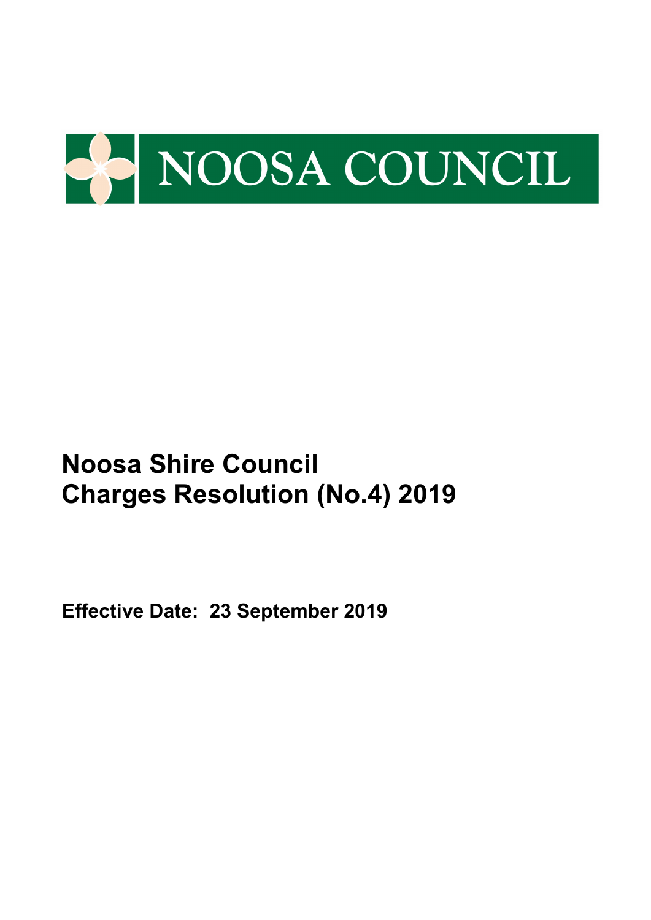NOOSA COUNCIL

# Noosa Shire Council Charges Resolution (No.4) 2019

**Effective Date: 23 September 2019**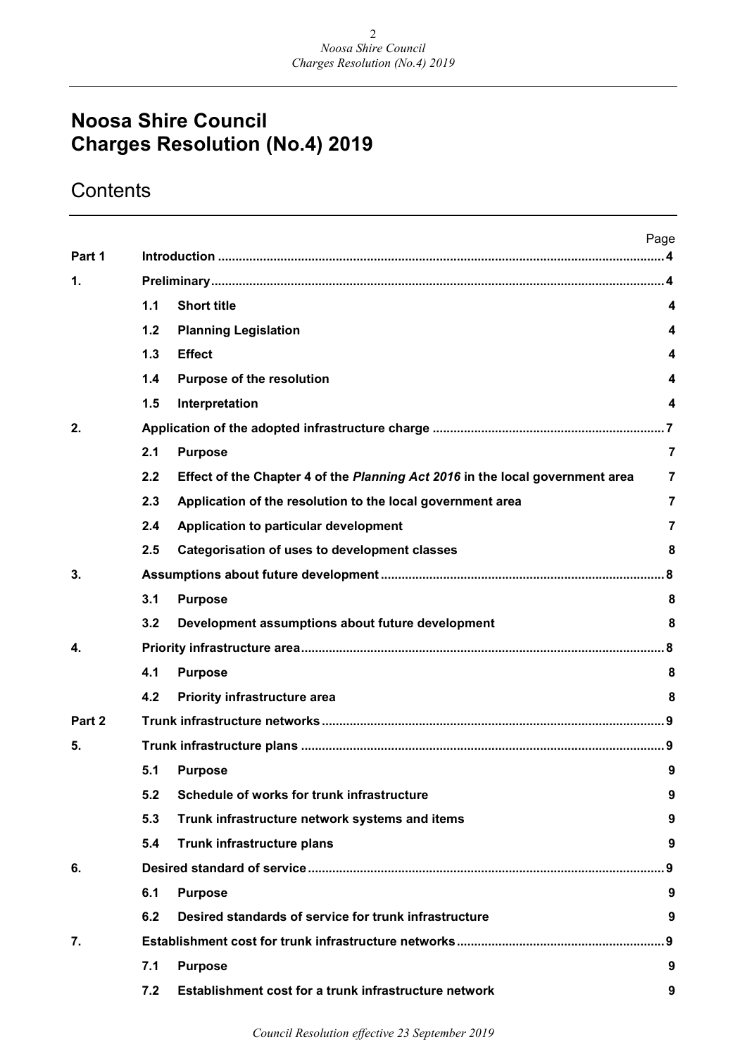# Noosa Shire Council
# Charges Resolution (No.4) 2019

## Contents

| | | | Page |
|---|---|---|---|
| **Part 1** | **Introduction** | | **4** |
| **1.** | **Preliminary** | | **4** |
| | **1.1** | **Short title** | **4** |
| | **1.2** | **Planning Legislation** | **4** |
| | **1.3** | **Effect** | **4** |
| | **1.4** | **Purpose of the resolution** | **4** |
| | **1.5** | **Interpretation** | **4** |
| **2.** | **Application of the adopted infrastructure charge** | | **7** |
| | **2.1** | **Purpose** | **7** |
| | **2.2** | **Effect of the Chapter 4 of the *Planning Act 2016* in the local government area** | **7** |
| | **2.3** | **Application of the resolution to the local government area** | **7** |
| | **2.4** | **Application to particular development** | **7** |
| | **2.5** | **Categorisation of uses to development classes** | **8** |
| **3.** | **Assumptions about future development** | | **8** |
| | **3.1** | **Purpose** | **8** |
| | **3.2** | **Development assumptions about future development** | **8** |
| **4.** | **Priority infrastructure area** | | **8** |
| | **4.1** | **Purpose** | **8** |
| | **4.2** | **Priority infrastructure area** | **8** |
| **Part 2** | **Trunk infrastructure networks** | | **9** |
| **5.** | **Trunk infrastructure plans** | | **9** |
| | **5.1** | **Purpose** | **9** |
| | **5.2** | **Schedule of works for trunk infrastructure** | **9** |
| | **5.3** | **Trunk infrastructure network systems and items** | **9** |
| | **5.4** | **Trunk infrastructure plans** | **9** |
| **6.** | **Desired standard of service** | | **9** |
| | **6.1** | **Purpose** | **9** |
| | **6.2** | **Desired standards of service for trunk infrastructure** | **9** |
| **7.** | **Establishment cost for trunk infrastructure networks** | | **9** |
| | **7.1** | **Purpose** | **9** |
| | **7.2** | **Establishment cost for a trunk infrastructure network** | **9** |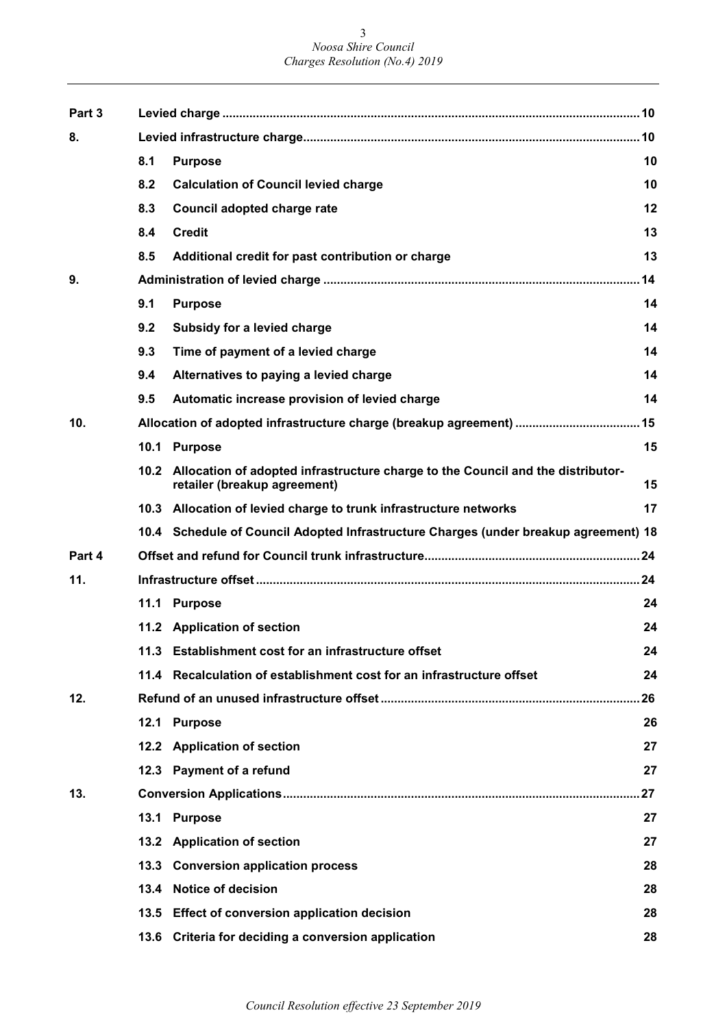| | | | |
|---|---|---|---|
| **Part 3** | **Levied charge** | | **10** |
| **8.** | **Levied infrastructure charge** | | **10** |
| | **8.1** | **Purpose** | **10** |
| | **8.2** | **Calculation of Council levied charge** | **10** |
| | **8.3** | **Council adopted charge rate** | **12** |
| | **8.4** | **Credit** | **13** |
| | **8.5** | **Additional credit for past contribution or charge** | **13** |
| **9.** | **Administration of levied charge** | | **14** |
| | **9.1** | **Purpose** | **14** |
| | **9.2** | **Subsidy for a levied charge** | **14** |
| | **9.3** | **Time of payment of a levied charge** | **14** |
| | **9.4** | **Alternatives to paying a levied charge** | **14** |
| | **9.5** | **Automatic increase provision of levied charge** | **14** |
| **10.** | **Allocation of adopted infrastructure charge (breakup agreement)** | | **15** |
| | **10.1** | **Purpose** | **15** |
| | **10.2** | **Allocation of adopted infrastructure charge to the Council and the distributor-retailer (breakup agreement)** | **15** |
| | **10.3** | **Allocation of levied charge to trunk infrastructure networks** | **17** |
| | **10.4** | **Schedule of Council Adopted Infrastructure Charges (under breakup agreement)** | **18** |
| **Part 4** | **Offset and refund for Council trunk infrastructure** | | **24** |
| **11.** | **Infrastructure offset** | | **24** |
| | **11.1** | **Purpose** | **24** |
| | **11.2** | **Application of section** | **24** |
| | **11.3** | **Establishment cost for an infrastructure offset** | **24** |
| | **11.4** | **Recalculation of establishment cost for an infrastructure offset** | **24** |
| **12.** | **Refund of an unused infrastructure offset** | | **26** |
| | **12.1** | **Purpose** | **26** |
| | **12.2** | **Application of section** | **27** |
| | **12.3** | **Payment of a refund** | **27** |
| **13.** | **Conversion Applications** | | **27** |
| | **13.1** | **Purpose** | **27** |
| | **13.2** | **Application of section** | **27** |
| | **13.3** | **Conversion application process** | **28** |
| | **13.4** | **Notice of decision** | **28** |
| | **13.5** | **Effect of conversion application decision** | **28** |
| | **13.6** | **Criteria for deciding a conversion application** | **28** |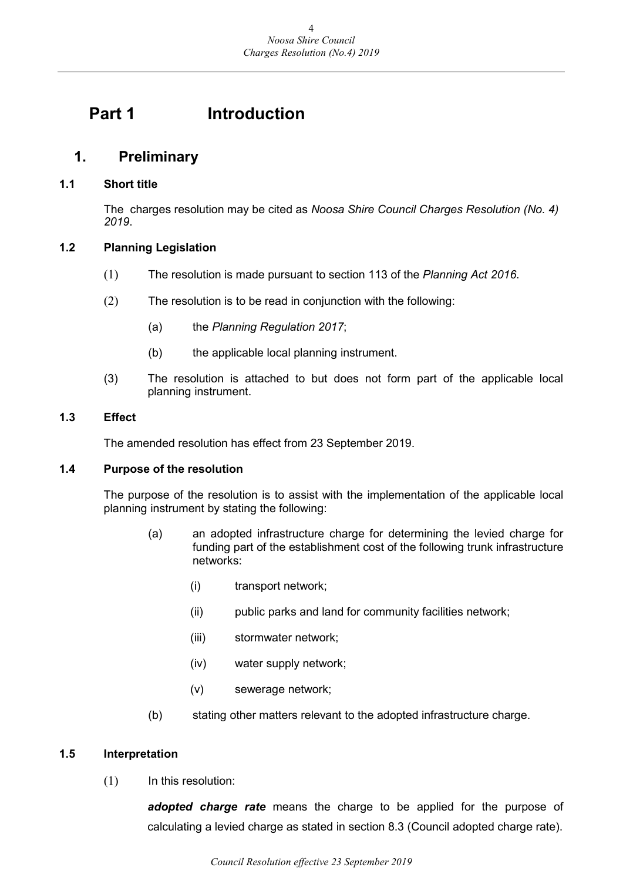# Part 1 Introduction

## 1. Preliminary

### 1.1 Short title

The charges resolution may be cited as *Noosa Shire Council Charges Resolution (No. 4) 2019*.

### 1.2 Planning Legislation

(1) The resolution is made pursuant to section 113 of the *Planning Act 2016*.

(2) The resolution is to be read in conjunction with the following:

(a) the *Planning Regulation 2017*;

(b) the applicable local planning instrument.

(3) The resolution is attached to but does not form part of the applicable local planning instrument.

### 1.3 Effect

The amended resolution has effect from 23 September 2019.

### 1.4 Purpose of the resolution

The purpose of the resolution is to assist with the implementation of the applicable local planning instrument by stating the following:

(a) an adopted infrastructure charge for determining the levied charge for funding part of the establishment cost of the following trunk infrastructure networks:

(i) transport network;

(ii) public parks and land for community facilities network;

(iii) stormwater network;

(iv) water supply network;

(v) sewerage network;

(b) stating other matters relevant to the adopted infrastructure charge.

### 1.5 Interpretation

(1) In this resolution:

***adopted charge rate*** means the charge to be applied for the purpose of calculating a levied charge as stated in section 8.3 (Council adopted charge rate).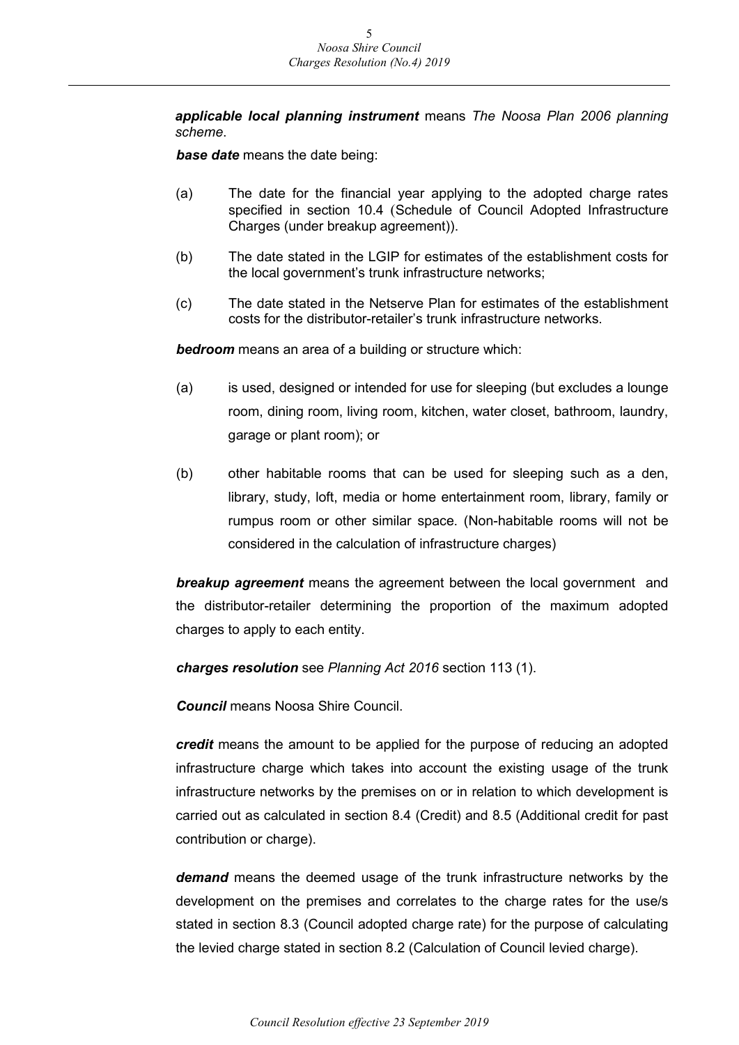***applicable local planning instrument*** means *The Noosa Plan 2006 planning scheme*.

***base date*** means the date being:

(a) The date for the financial year applying to the adopted charge rates specified in section 10.4 (Schedule of Council Adopted Infrastructure Charges (under breakup agreement)).

(b) The date stated in the LGIP for estimates of the establishment costs for the local government's trunk infrastructure networks;

(c) The date stated in the Netserve Plan for estimates of the establishment costs for the distributor-retailer's trunk infrastructure networks.

***bedroom*** means an area of a building or structure which:

(a) is used, designed or intended for use for sleeping (but excludes a lounge room, dining room, living room, kitchen, water closet, bathroom, laundry, garage or plant room); or

(b) other habitable rooms that can be used for sleeping such as a den, library, study, loft, media or home entertainment room, library, family or rumpus room or other similar space. (Non-habitable rooms will not be considered in the calculation of infrastructure charges)

***breakup agreement*** means the agreement between the local government and the distributor-retailer determining the proportion of the maximum adopted charges to apply to each entity.

***charges resolution*** see *Planning Act 2016* section 113 (1).

***Council*** means Noosa Shire Council.

***credit*** means the amount to be applied for the purpose of reducing an adopted infrastructure charge which takes into account the existing usage of the trunk infrastructure networks by the premises on or in relation to which development is carried out as calculated in section 8.4 (Credit) and 8.5 (Additional credit for past contribution or charge).

***demand*** means the deemed usage of the trunk infrastructure networks by the development on the premises and correlates to the charge rates for the use/s stated in section 8.3 (Council adopted charge rate) for the purpose of calculating the levied charge stated in section 8.2 (Calculation of Council levied charge).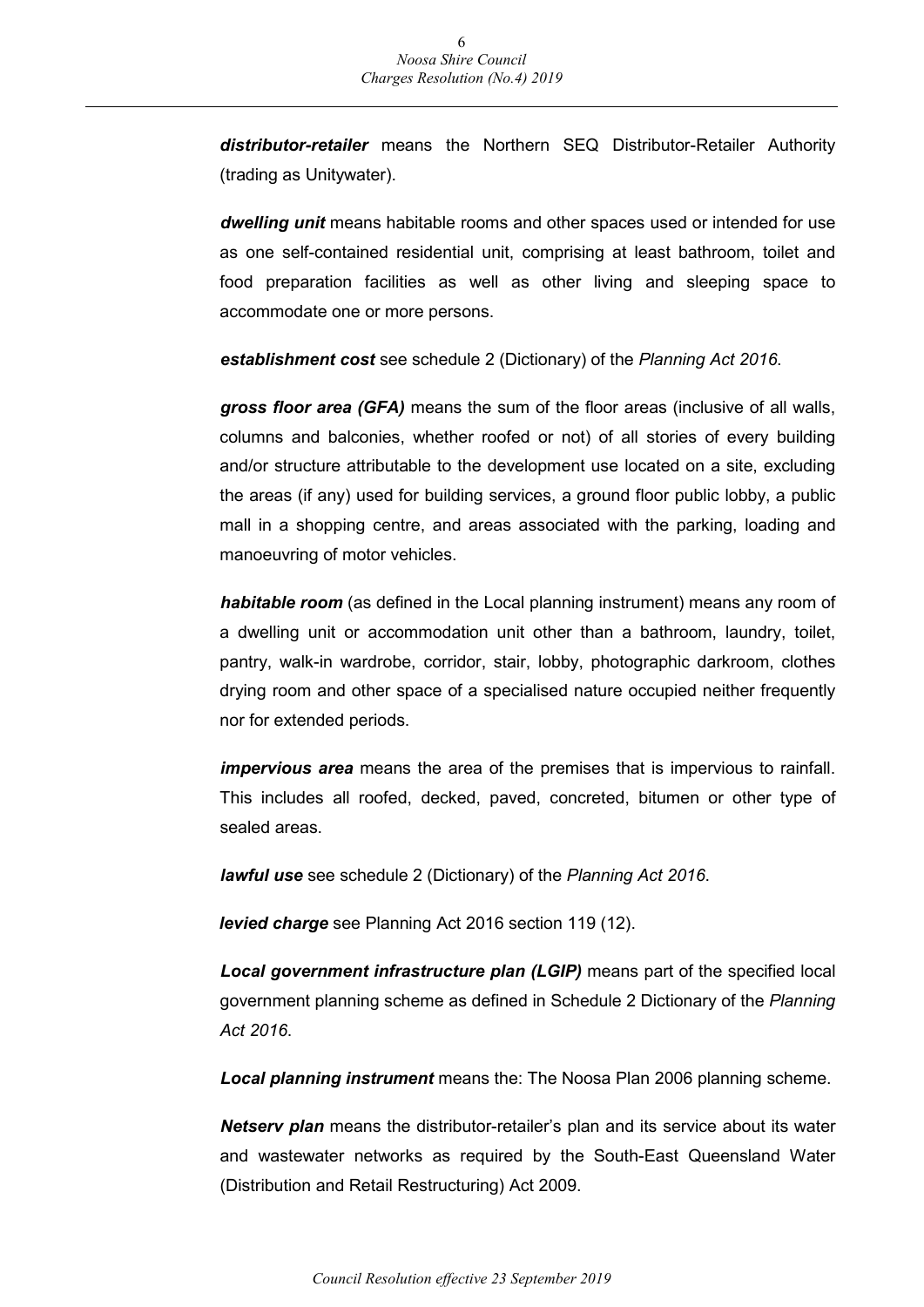***distributor-retailer*** means the Northern SEQ Distributor-Retailer Authority (trading as Unitywater).

***dwelling unit*** means habitable rooms and other spaces used or intended for use as one self-contained residential unit, comprising at least bathroom, toilet and food preparation facilities as well as other living and sleeping space to accommodate one or more persons.

***establishment cost*** see schedule 2 (Dictionary) of the *Planning Act 2016*.

***gross floor area (GFA)*** means the sum of the floor areas (inclusive of all walls, columns and balconies, whether roofed or not) of all stories of every building and/or structure attributable to the development use located on a site, excluding the areas (if any) used for building services, a ground floor public lobby, a public mall in a shopping centre, and areas associated with the parking, loading and manoeuvring of motor vehicles.

***habitable room*** (as defined in the Local planning instrument) means any room of a dwelling unit or accommodation unit other than a bathroom, laundry, toilet, pantry, walk-in wardrobe, corridor, stair, lobby, photographic darkroom, clothes drying room and other space of a specialised nature occupied neither frequently nor for extended periods.

***impervious area*** means the area of the premises that is impervious to rainfall. This includes all roofed, decked, paved, concreted, bitumen or other type of sealed areas.

***lawful use*** see schedule 2 (Dictionary) of the *Planning Act 2016*.

***levied charge*** see Planning Act 2016 section 119 (12).

***Local government infrastructure plan (LGIP)*** means part of the specified local government planning scheme as defined in Schedule 2 Dictionary of the *Planning Act 2016*.

***Local planning instrument*** means the: The Noosa Plan 2006 planning scheme.

***Netserv plan*** means the distributor-retailer's plan and its service about its water and wastewater networks as required by the South-East Queensland Water (Distribution and Retail Restructuring) Act 2009.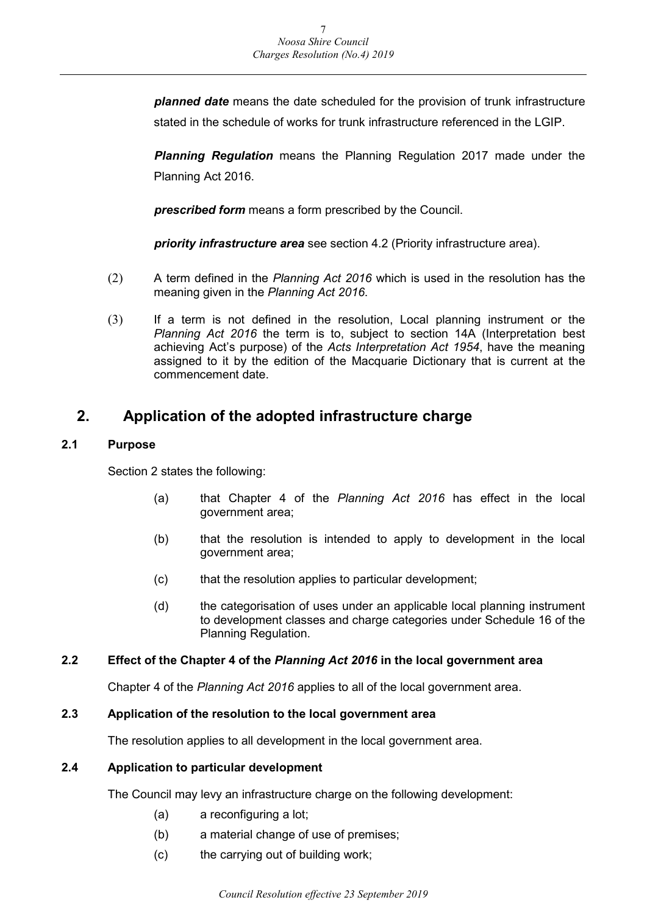***planned date*** means the date scheduled for the provision of trunk infrastructure stated in the schedule of works for trunk infrastructure referenced in the LGIP.

***Planning Regulation*** means the Planning Regulation 2017 made under the Planning Act 2016.

***prescribed form*** means a form prescribed by the Council.

***priority infrastructure area*** see section 4.2 (Priority infrastructure area).

(2) A term defined in the *Planning Act 2016* which is used in the resolution has the meaning given in the *Planning Act 2016*.

(3) If a term is not defined in the resolution, Local planning instrument or the *Planning Act 2016* the term is to, subject to section 14A (Interpretation best achieving Act's purpose) of the *Acts Interpretation Act 1954*, have the meaning assigned to it by the edition of the Macquarie Dictionary that is current at the commencement date.

# 2. Application of the adopted infrastructure charge

### 2.1 Purpose

Section 2 states the following:

(a) that Chapter 4 of the *Planning Act 2016* has effect in the local government area;

(b) that the resolution is intended to apply to development in the local government area;

(c) that the resolution applies to particular development;

(d) the categorisation of uses under an applicable local planning instrument to development classes and charge categories under Schedule 16 of the Planning Regulation.

### 2.2 Effect of the Chapter 4 of the *Planning Act 2016* in the local government area

Chapter 4 of the *Planning Act 2016* applies to all of the local government area.

### 2.3 Application of the resolution to the local government area

The resolution applies to all development in the local government area.

### 2.4 Application to particular development

The Council may levy an infrastructure charge on the following development:

(a) a reconfiguring a lot;

(b) a material change of use of premises;

(c) the carrying out of building work;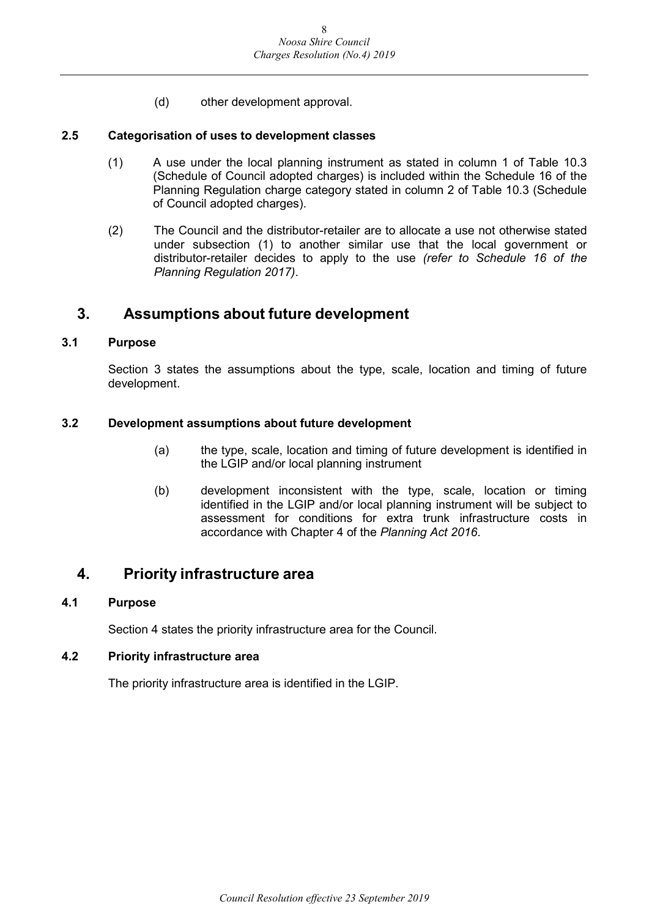(d) other development approval.

### 2.5 Categorisation of uses to development classes

(1) A use under the local planning instrument as stated in column 1 of Table 10.3 (Schedule of Council adopted charges) is included within the Schedule 16 of the Planning Regulation charge category stated in column 2 of Table 10.3 (Schedule of Council adopted charges).

(2) The Council and the distributor-retailer are to allocate a use not otherwise stated under subsection (1) to another similar use that the local government or distributor-retailer decides to apply to the use *(refer to Schedule 16 of the Planning Regulation 2017)*.

## 3. Assumptions about future development

### 3.1 Purpose

Section 3 states the assumptions about the type, scale, location and timing of future development.

### 3.2 Development assumptions about future development

(a) the type, scale, location and timing of future development is identified in the LGIP and/or local planning instrument

(b) development inconsistent with the type, scale, location or timing identified in the LGIP and/or local planning instrument will be subject to assessment for conditions for extra trunk infrastructure costs in accordance with Chapter 4 of the *Planning Act 2016*.

## 4. Priority infrastructure area

### 4.1 Purpose

Section 4 states the priority infrastructure area for the Council.

### 4.2 Priority infrastructure area

The priority infrastructure area is identified in the LGIP.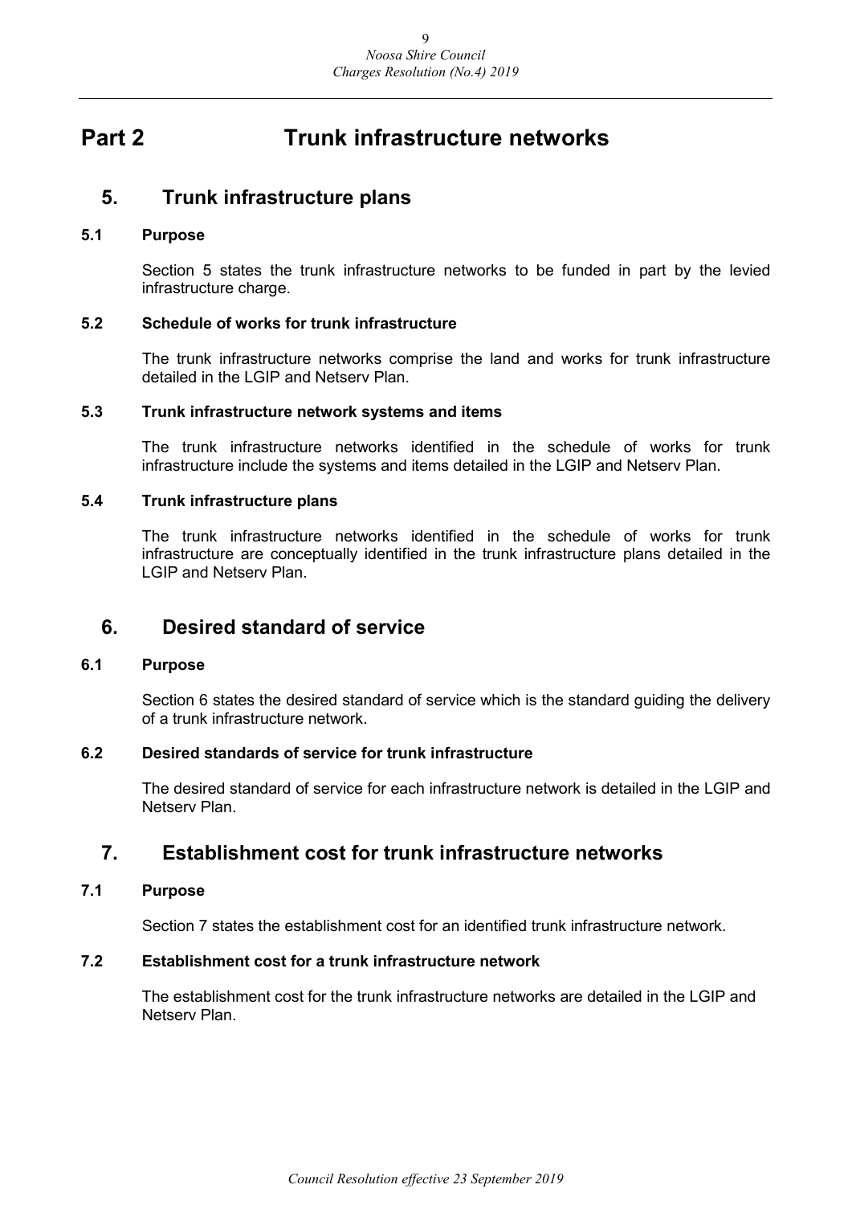# Part 2 Trunk infrastructure networks

## 5. Trunk infrastructure plans

### 5.1 Purpose

Section 5 states the trunk infrastructure networks to be funded in part by the levied infrastructure charge.

### 5.2 Schedule of works for trunk infrastructure

The trunk infrastructure networks comprise the land and works for trunk infrastructure detailed in the LGIP and Netserv Plan.

### 5.3 Trunk infrastructure network systems and items

The trunk infrastructure networks identified in the schedule of works for trunk infrastructure include the systems and items detailed in the LGIP and Netserv Plan.

### 5.4 Trunk infrastructure plans

The trunk infrastructure networks identified in the schedule of works for trunk infrastructure are conceptually identified in the trunk infrastructure plans detailed in the LGIP and Netserv Plan.

## 6. Desired standard of service

### 6.1 Purpose

Section 6 states the desired standard of service which is the standard guiding the delivery of a trunk infrastructure network.

### 6.2 Desired standards of service for trunk infrastructure

The desired standard of service for each infrastructure network is detailed in the LGIP and Netserv Plan.

## 7. Establishment cost for trunk infrastructure networks

### 7.1 Purpose

Section 7 states the establishment cost for an identified trunk infrastructure network.

### 7.2 Establishment cost for a trunk infrastructure network

The establishment cost for the trunk infrastructure networks are detailed in the LGIP and Netserv Plan.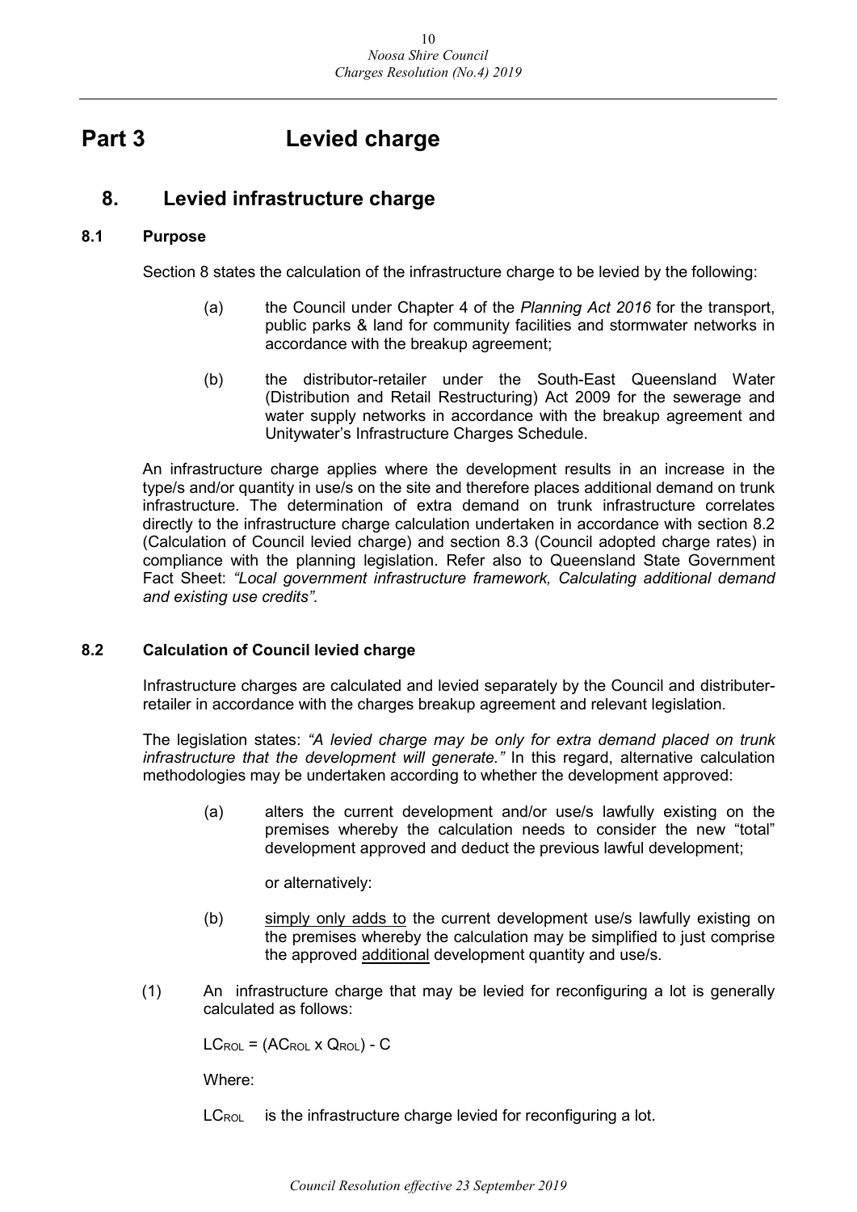# Part 3 Levied charge

## 8. Levied infrastructure charge

### 8.1 Purpose

Section 8 states the calculation of the infrastructure charge to be levied by the following:

(a) the Council under Chapter 4 of the *Planning Act 2016* for the transport, public parks & land for community facilities and stormwater networks in accordance with the breakup agreement;

(b) the distributor-retailer under the South-East Queensland Water (Distribution and Retail Restructuring) Act 2009 for the sewerage and water supply networks in accordance with the breakup agreement and Unitywater's Infrastructure Charges Schedule.

An infrastructure charge applies where the development results in an increase in the type/s and/or quantity in use/s on the site and therefore places additional demand on trunk infrastructure. The determination of extra demand on trunk infrastructure correlates directly to the infrastructure charge calculation undertaken in accordance with section 8.2 (Calculation of Council levied charge) and section 8.3 (Council adopted charge rates) in compliance with the planning legislation. Refer also to Queensland State Government Fact Sheet: *"Local government infrastructure framework, Calculating additional demand and existing use credits"*.

### 8.2 Calculation of Council levied charge

Infrastructure charges are calculated and levied separately by the Council and distributer-retailer in accordance with the charges breakup agreement and relevant legislation.

The legislation states: *"A levied charge may be only for extra demand placed on trunk infrastructure that the development will generate."* In this regard, alternative calculation methodologies may be undertaken according to whether the development approved:

(a) alters the current development and/or use/s lawfully existing on the premises whereby the calculation needs to consider the new "total" development approved and deduct the previous lawful development;

or alternatively:

(b) <u>simply only adds to</u> the current development use/s lawfully existing on the premises whereby the calculation may be simplified to just comprise the approved <u>additional</u> development quantity and use/s.

(1) An infrastructure charge that may be levied for reconfiguring a lot is generally calculated as follows:

$LC_{ROL} = (AC_{ROL} \times Q_{ROL}) - C$

Where:

$LC_{ROL}$ is the infrastructure charge levied for reconfiguring a lot.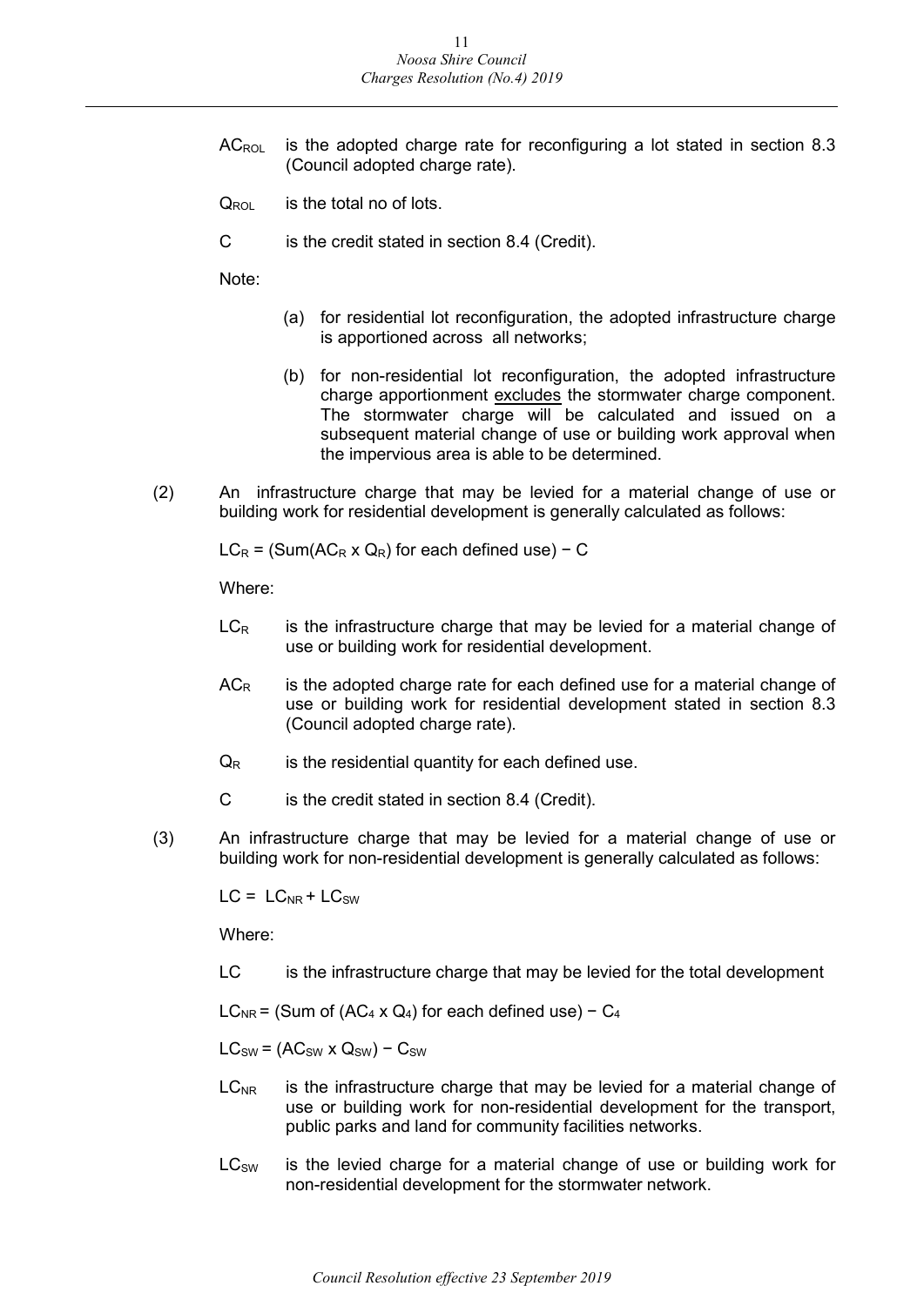$AC_{ROL}$ is the adopted charge rate for reconfiguring a lot stated in section 8.3 (Council adopted charge rate).

$Q_{ROL}$ is the total no of lots.

C is the credit stated in section 8.4 (Credit).

Note:

(a) for residential lot reconfiguration, the adopted infrastructure charge is apportioned across all networks;

(b) for non-residential lot reconfiguration, the adopted infrastructure charge apportionment excludes the stormwater charge component. The stormwater charge will be calculated and issued on a subsequent material change of use or building work approval when the impervious area is able to be determined.

(2) An infrastructure charge that may be levied for a material change of use or building work for residential development is generally calculated as follows:

$LC_R$ = (Sum($AC_R$ x $Q_R$) for each defined use) − C

Where:

$LC_R$ is the infrastructure charge that may be levied for a material change of use or building work for residential development.

$AC_R$ is the adopted charge rate for each defined use for a material change of use or building work for residential development stated in section 8.3 (Council adopted charge rate).

$Q_R$ is the residential quantity for each defined use.

C is the credit stated in section 8.4 (Credit).

(3) An infrastructure charge that may be levied for a material change of use or building work for non-residential development is generally calculated as follows:

LC = $LC_{NR}$ + $LC_{SW}$

Where:

LC is the infrastructure charge that may be levied for the total development

$LC_{NR}$ = (Sum of ($AC_4$ x $Q_4$) for each defined use) − $C_4$

$LC_{SW}$ = ($AC_{SW}$ x $Q_{SW}$) − $C_{SW}$

$LC_{NR}$ is the infrastructure charge that may be levied for a material change of use or building work for non-residential development for the transport, public parks and land for community facilities networks.

$LC_{SW}$ is the levied charge for a material change of use or building work for non-residential development for the stormwater network.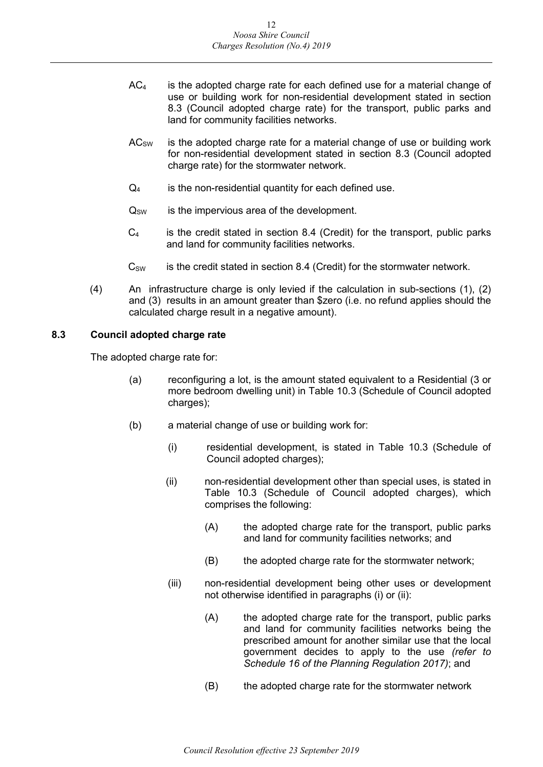$AC_4$ is the adopted charge rate for each defined use for a material change of use or building work for non-residential development stated in section 8.3 (Council adopted charge rate) for the transport, public parks and land for community facilities networks.

$AC_{SW}$ is the adopted charge rate for a material change of use or building work for non-residential development stated in section 8.3 (Council adopted charge rate) for the stormwater network.

$Q_4$ is the non-residential quantity for each defined use.

$Q_{SW}$ is the impervious area of the development.

$C_4$ is the credit stated in section 8.4 (Credit) for the transport, public parks and land for community facilities networks.

$C_{SW}$ is the credit stated in section 8.4 (Credit) for the stormwater network.

(4) An infrastructure charge is only levied if the calculation in sub-sections (1), (2) and (3) results in an amount greater than $zero (i.e. no refund applies should the calculated charge result in a negative amount).

### 8.3 Council adopted charge rate

The adopted charge rate for:

(a) reconfiguring a lot, is the amount stated equivalent to a Residential (3 or more bedroom dwelling unit) in Table 10.3 (Schedule of Council adopted charges);

(b) a material change of use or building work for:

(i) residential development, is stated in Table 10.3 (Schedule of Council adopted charges);

(ii) non-residential development other than special uses, is stated in Table 10.3 (Schedule of Council adopted charges), which comprises the following:

(A) the adopted charge rate for the transport, public parks and land for community facilities networks; and

(B) the adopted charge rate for the stormwater network;

(iii) non-residential development being other uses or development not otherwise identified in paragraphs (i) or (ii):

(A) the adopted charge rate for the transport, public parks and land for community facilities networks being the prescribed amount for another similar use that the local government decides to apply to the use *(refer to Schedule 16 of the Planning Regulation 2017)*; and

(B) the adopted charge rate for the stormwater network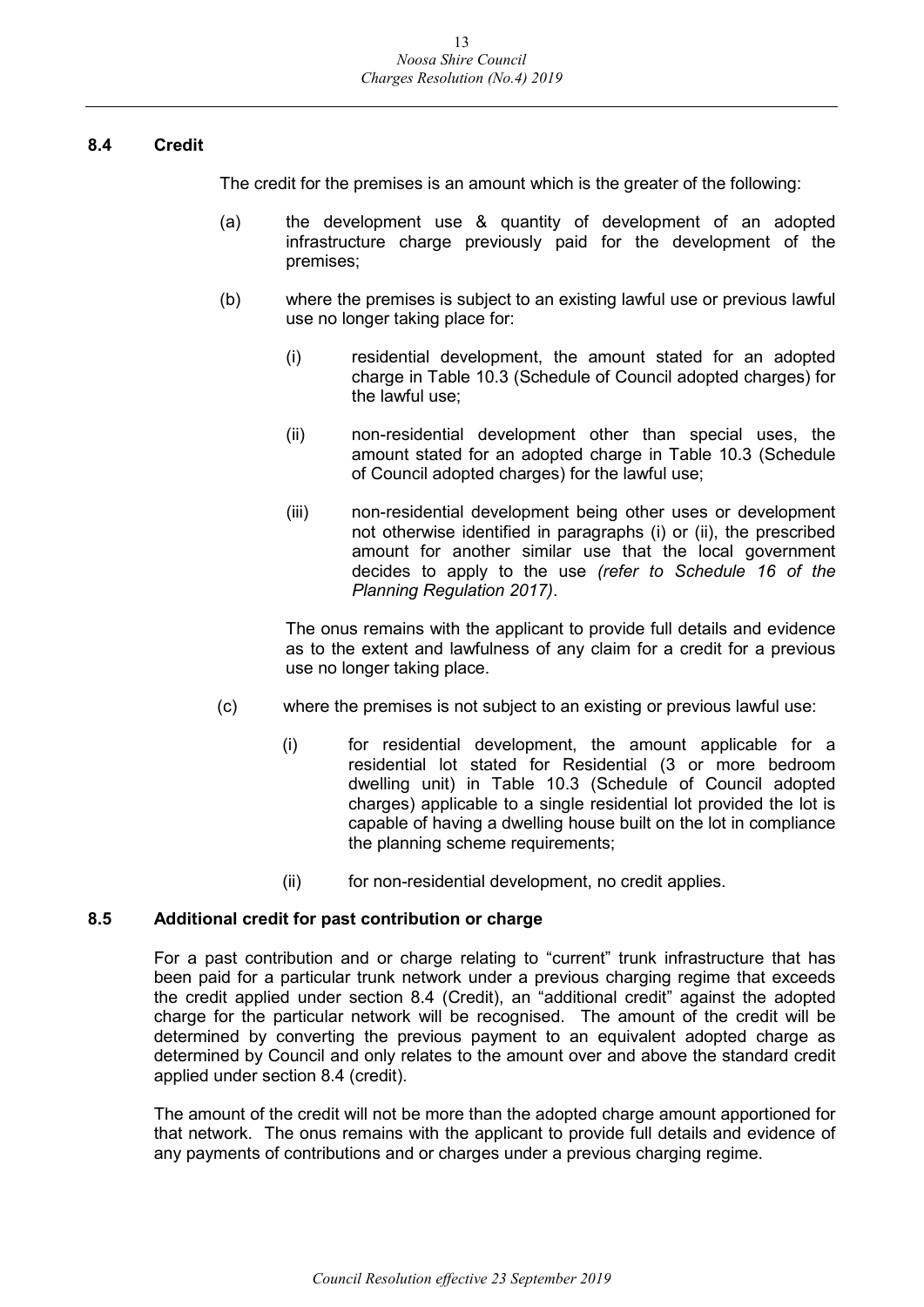### 8.4 Credit

The credit for the premises is an amount which is the greater of the following:

(a) the development use & quantity of development of an adopted infrastructure charge previously paid for the development of the premises;

(b) where the premises is subject to an existing lawful use or previous lawful use no longer taking place for:

   (i) residential development, the amount stated for an adopted charge in Table 10.3 (Schedule of Council adopted charges) for the lawful use;

   (ii) non-residential development other than special uses, the amount stated for an adopted charge in Table 10.3 (Schedule of Council adopted charges) for the lawful use;

   (iii) non-residential development being other uses or development not otherwise identified in paragraphs (i) or (ii), the prescribed amount for another similar use that the local government decides to apply to the use *(refer to Schedule 16 of the Planning Regulation 2017)*.

   The onus remains with the applicant to provide full details and evidence as to the extent and lawfulness of any claim for a credit for a previous use no longer taking place.

(c) where the premises is not subject to an existing or previous lawful use:

   (i) for residential development, the amount applicable for a residential lot stated for Residential (3 or more bedroom dwelling unit) in Table 10.3 (Schedule of Council adopted charges) applicable to a single residential lot provided the lot is capable of having a dwelling house built on the lot in compliance the planning scheme requirements;

   (ii) for non-residential development, no credit applies.

### 8.5 Additional credit for past contribution or charge

For a past contribution and or charge relating to "current" trunk infrastructure that has been paid for a particular trunk network under a previous charging regime that exceeds the credit applied under section 8.4 (Credit), an "additional credit" against the adopted charge for the particular network will be recognised. The amount of the credit will be determined by converting the previous payment to an equivalent adopted charge as determined by Council and only relates to the amount over and above the standard credit applied under section 8.4 (credit).

The amount of the credit will not be more than the adopted charge amount apportioned for that network. The onus remains with the applicant to provide full details and evidence of any payments of contributions and or charges under a previous charging regime.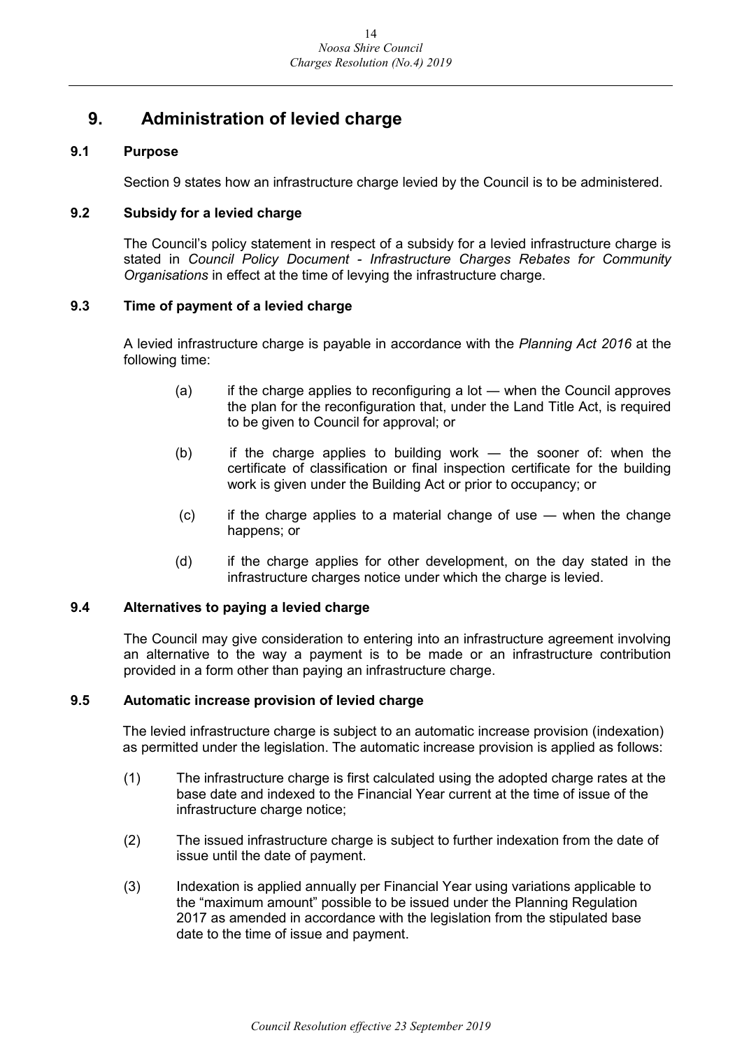# 9. Administration of levied charge

### 9.1 Purpose

Section 9 states how an infrastructure charge levied by the Council is to be administered.

### 9.2 Subsidy for a levied charge

The Council's policy statement in respect of a subsidy for a levied infrastructure charge is stated in *Council Policy Document - Infrastructure Charges Rebates for Community Organisations* in effect at the time of levying the infrastructure charge.

### 9.3 Time of payment of a levied charge

A levied infrastructure charge is payable in accordance with the *Planning Act 2016* at the following time:

(a) if the charge applies to reconfiguring a lot — when the Council approves the plan for the reconfiguration that, under the Land Title Act, is required to be given to Council for approval; or

(b) if the charge applies to building work — the sooner of: when the certificate of classification or final inspection certificate for the building work is given under the Building Act or prior to occupancy; or

(c) if the charge applies to a material change of use — when the change happens; or

(d) if the charge applies for other development, on the day stated in the infrastructure charges notice under which the charge is levied.

### 9.4 Alternatives to paying a levied charge

The Council may give consideration to entering into an infrastructure agreement involving an alternative to the way a payment is to be made or an infrastructure contribution provided in a form other than paying an infrastructure charge.

### 9.5 Automatic increase provision of levied charge

The levied infrastructure charge is subject to an automatic increase provision (indexation) as permitted under the legislation. The automatic increase provision is applied as follows:

(1) The infrastructure charge is first calculated using the adopted charge rates at the base date and indexed to the Financial Year current at the time of issue of the infrastructure charge notice;

(2) The issued infrastructure charge is subject to further indexation from the date of issue until the date of payment.

(3) Indexation is applied annually per Financial Year using variations applicable to the "maximum amount" possible to be issued under the Planning Regulation 2017 as amended in accordance with the legislation from the stipulated base date to the time of issue and payment.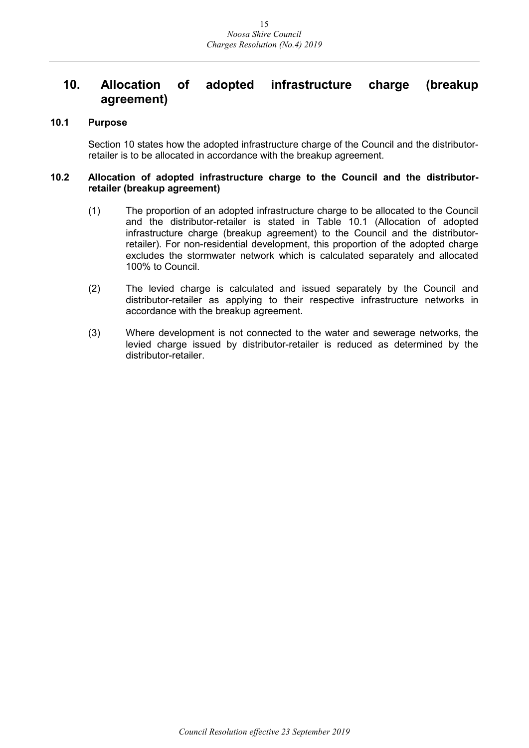## 10. Allocation of adopted infrastructure charge (breakup agreement)

### 10.1 Purpose

Section 10 states how the adopted infrastructure charge of the Council and the distributor-retailer is to be allocated in accordance with the breakup agreement.

### 10.2 Allocation of adopted infrastructure charge to the Council and the distributor-retailer (breakup agreement)

(1) The proportion of an adopted infrastructure charge to be allocated to the Council and the distributor-retailer is stated in Table 10.1 (Allocation of adopted infrastructure charge (breakup agreement) to the Council and the distributor-retailer). For non-residential development, this proportion of the adopted charge excludes the stormwater network which is calculated separately and allocated 100% to Council.

(2) The levied charge is calculated and issued separately by the Council and distributor-retailer as applying to their respective infrastructure networks in accordance with the breakup agreement.

(3) Where development is not connected to the water and sewerage networks, the levied charge issued by distributor-retailer is reduced as determined by the distributor-retailer.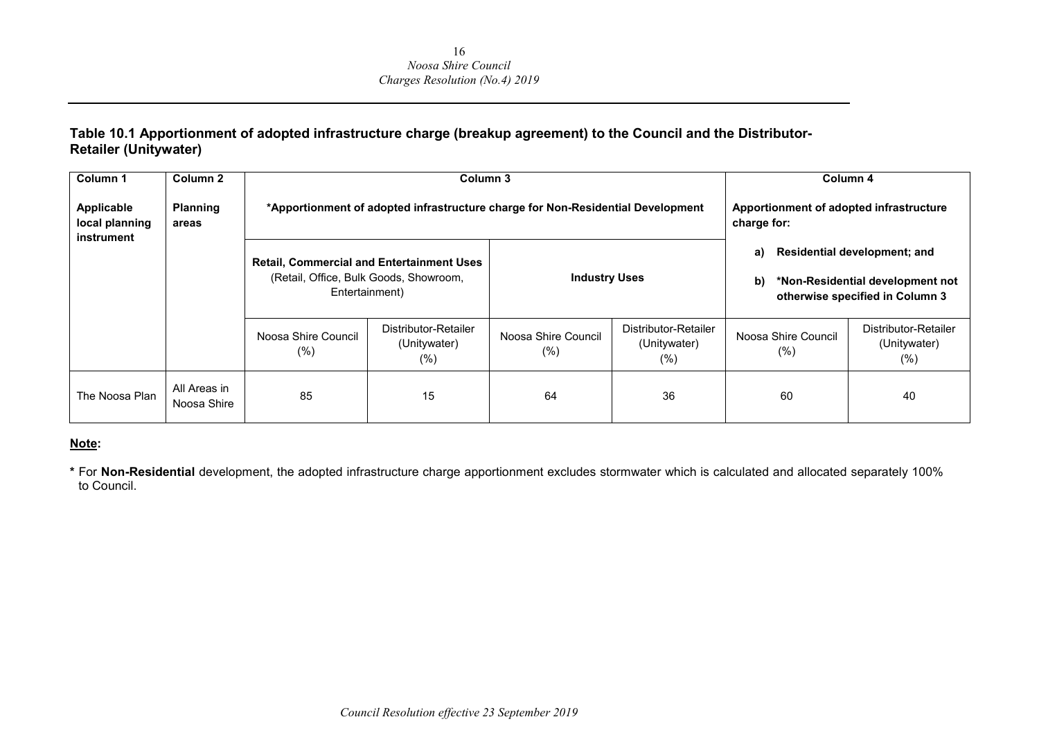**Table 10.1 Apportionment of adopted infrastructure charge (breakup agreement) to the Council and the Distributor-Retailer (Unitywater)**

| Column 1 | Column 2 | Column 3 | | | | Column 4 | |
|---|---|---|---|---|---|---|---|
| **Applicable local planning instrument** | **Planning areas** | ***Apportionment of adopted infrastructure charge for Non-Residential Development** | | | | **Apportionment of adopted infrastructure charge for:** | |
| | | **Retail, Commercial and Entertainment Uses** (Retail, Office, Bulk Goods, Showroom, Entertainment) | | **Industry Uses** | | **a) Residential development; and b) *Non-Residential development not otherwise specified in Column 3** | |
| | | Noosa Shire Council (%) | Distributor-Retailer (Unitywater) (%) | Noosa Shire Council (%) | Distributor-Retailer (Unitywater) (%) | Noosa Shire Council (%) | Distributor-Retailer (Unitywater) (%) |
| The Noosa Plan | All Areas in Noosa Shire | 85 | 15 | 64 | 36 | 60 | 40 |

**Note:**

**\*** For **Non-Residential** development, the adopted infrastructure charge apportionment excludes stormwater which is calculated and allocated separately 100% to Council.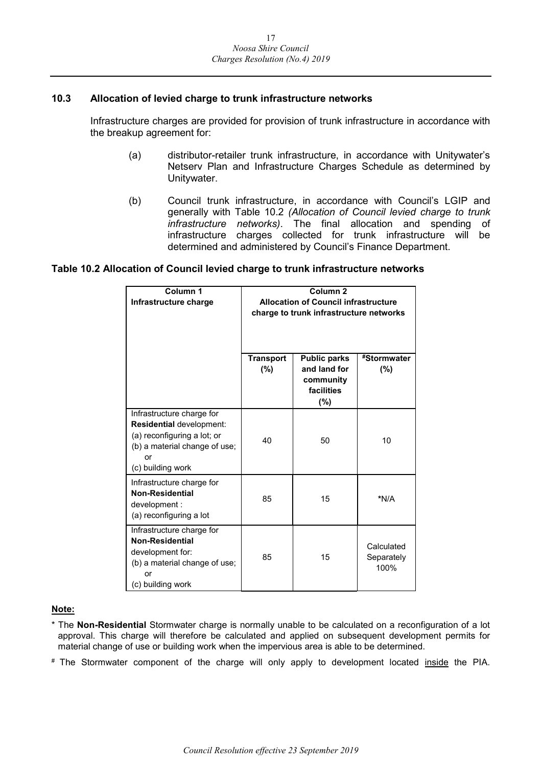### 10.3 Allocation of levied charge to trunk infrastructure networks

Infrastructure charges are provided for provision of trunk infrastructure in accordance with the breakup agreement for:

(a) distributor-retailer trunk infrastructure, in accordance with Unitywater's Netserv Plan and Infrastructure Charges Schedule as determined by Unitywater.

(b) Council trunk infrastructure, in accordance with Council's LGIP and generally with Table 10.2 *(Allocation of Council levied charge to trunk infrastructure networks)*. The final allocation and spending of infrastructure charges collected for trunk infrastructure will be determined and administered by Council's Finance Department.

**Table 10.2 Allocation of Council levied charge to trunk infrastructure networks**

| **Column 1**<br>**Infrastructure charge** | **Column 2**<br>**Allocation of Council infrastructure charge to trunk infrastructure networks** | | |
|---|---|---|---|
| | **Transport (%)** | **Public parks and land for community facilities (%)** | **#Stormwater (%)** |
| Infrastructure charge for **Residential** development:<br>(a) reconfiguring a lot; or<br>(b) a material change of use; or<br>(c) building work | 40 | 50 | 10 |
| Infrastructure charge for **Non-Residential** development :<br>(a) reconfiguring a lot | 85 | 15 | *N/A |
| Infrastructure charge for **Non-Residential** development for:<br>(b) a material change of use; or<br>(c) building work | 85 | 15 | Calculated Separately 100% |

**Note:**

* The **Non-Residential** Stormwater charge is normally unable to be calculated on a reconfiguration of a lot approval. This charge will therefore be calculated and applied on subsequent development permits for material change of use or building work when the impervious area is able to be determined.

# The Stormwater component of the charge will only apply to development located <u>inside</u> the PIA.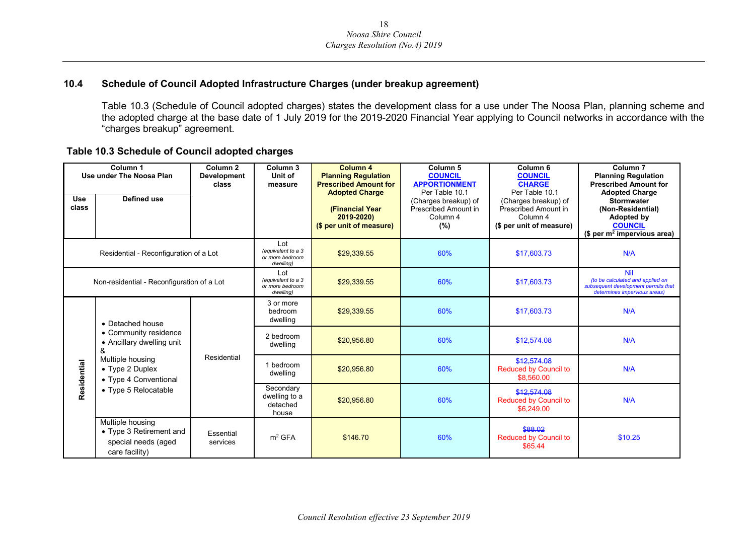## 10.4 Schedule of Council Adopted Infrastructure Charges (under breakup agreement)

Table 10.3 (Schedule of Council adopted charges) states the development class for a use under The Noosa Plan, planning scheme and the adopted charge at the base date of 1 July 2019 for the 2019-2020 Financial Year applying to Council networks in accordance with the "charges breakup" agreement.

**Table 10.3 Schedule of Council adopted charges**

| Column 1 Use under The Noosa Plan | | Column 2 Development class | Column 3 Unit of measure | Column 4 Planning Regulation Prescribed Amount for Adopted Charge (Financial Year 2019-2020) ($ per unit of measure) | Column 5 COUNCIL APPORTIONMENT Per Table 10.1 (Charges breakup) of Prescribed Amount in Column 4 (%) | Column 6 COUNCIL CHARGE Per Table 10.1 (Charges breakup) of Prescribed Amount in Column 4 ($ per unit of measure) | Column 7 Planning Regulation Prescribed Amount for Adopted Charge Stormwater (Non-Residential) Adopted by COUNCIL ($ per $m^2$ impervious area) |
|---|---|---|---|---|---|---|---|
| **Use class** | **Defined use** | | | | | | |
| Residential - Reconfiguration of a Lot | | | Lot *(equivalent to a 3 or more bedroom dwelling)* | $29,339.55 | 60% | $17,603.73 | N/A |
| Non-residential - Reconfiguration of a Lot | | | Lot *(equivalent to a 3 or more bedroom dwelling)* | $29,339.55 | 60% | $17,603.73 | Nil *(to be calculated and applied on subsequent development permits that determines impervious areas)* |
| Residential | • Detached house • Community residence • Ancillary dwelling unit & Multiple housing • Type 2 Duplex • Type 4 Conventional • Type 5 Relocatable | Residential | 3 or more bedroom dwelling | $29,339.55 | 60% | $17,603.73 | N/A |
| | | | 2 bedroom dwelling | $20,956.80 | 60% | $12,574.08 | N/A |
| | | | 1 bedroom dwelling | $20,956.80 | 60% | ~~$12,574.08~~ Reduced by Council to $8,560.00 | N/A |
| | | | Secondary dwelling to a detached house | $20,956.80 | 60% | ~~$12,574.08~~ Reduced by Council to $6,249.00 | N/A |
| | Multiple housing • Type 3 Retirement and special needs (aged care facility) | Essential services | $m^2$ GFA | $146.70 | 60% | ~~$88.02~~ Reduced by Council to $65.44 | $10.25 |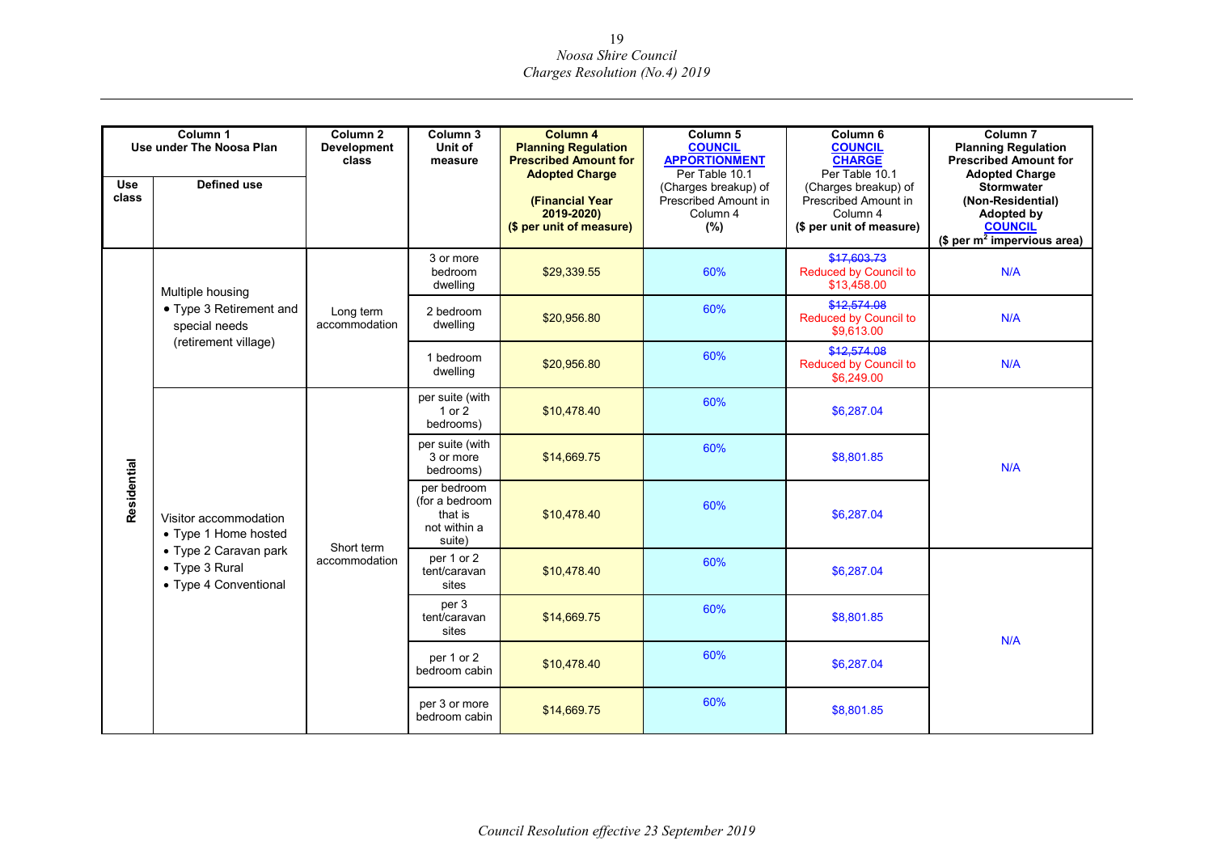| Column 1 Use under The Noosa Plan | | Column 2 Development class | Column 3 Unit of measure | Column 4 Planning Regulation Prescribed Amount for Adopted Charge (Financial Year 2019-2020) ($ per unit of measure) | Column 5 COUNCIL APPORTIONMENT Per Table 10.1 (Charges breakup) of Prescribed Amount in Column 4 (%) | Column 6 COUNCIL CHARGE Per Table 10.1 (Charges breakup) of Prescribed Amount in Column 4 ($ per unit of measure) | Column 7 Planning Regulation Prescribed Amount for Adopted Charge Stormwater (Non-Residential) Adopted by COUNCIL ($ per $m^2$ impervious area) |
|---|---|---|---|---|---|---|---|
| Use class | Defined use | | | | | | |
| Residential | Multiple housing<br>• Type 3 Retirement and special needs (retirement village) | Long term accommodation | 3 or more bedroom dwelling | $29,339.55 | 60% | ~~$17,603.73~~ Reduced by Council to $13,458.00 | N/A |
| | | | 2 bedroom dwelling | $20,956.80 | 60% | ~~$12,574.08~~ Reduced by Council to $9,613.00 | N/A |
| | | | 1 bedroom dwelling | $20,956.80 | 60% | ~~$12,574.08~~ Reduced by Council to $6,249.00 | N/A |
| | Visitor accommodation<br>• Type 1 Home hosted<br>• Type 2 Caravan park<br>• Type 3 Rural<br>• Type 4 Conventional | Short term accommodation | per suite (with 1 or 2 bedrooms) | $10,478.40 | 60% | $6,287.04 | N/A |
| | | | per suite (with 3 or more bedrooms) | $14,669.75 | 60% | $8,801.85 | |
| | | | per bedroom (for a bedroom that is not within a suite) | $10,478.40 | 60% | $6,287.04 | |
| | | | per 1 or 2 tent/caravan sites | $10,478.40 | 60% | $6,287.04 | N/A |
| | | | per 3 tent/caravan sites | $14,669.75 | 60% | $8,801.85 | |
| | | | per 1 or 2 bedroom cabin | $10,478.40 | 60% | $6,287.04 | |
| | | | per 3 or more bedroom cabin | $14,669.75 | 60% | $8,801.85 | |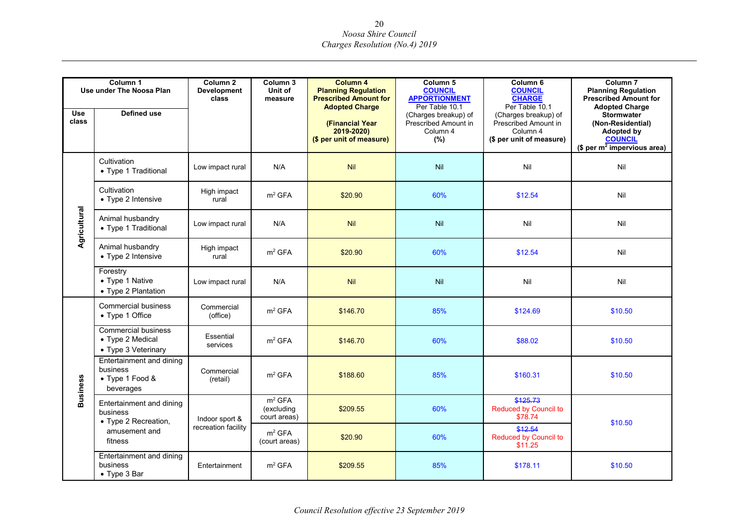| Column 1 Use under The Noosa Plan | | Column 2 Development class | Column 3 Unit of measure | Column 4 Planning Regulation Prescribed Amount for Adopted Charge (Financial Year 2019-2020) ($ per unit of measure) | Column 5 COUNCIL APPORTIONMENT Per Table 10.1 (Charges breakup) of Prescribed Amount in Column 4 (%) | Column 6 COUNCIL CHARGE Per Table 10.1 (Charges breakup) of Prescribed Amount in Column 4 ($ per unit of measure) | Column 7 Planning Regulation Prescribed Amount for Adopted Charge Stormwater (Non-Residential) Adopted by COUNCIL ($ per $m^2$ impervious area) |
|---|---|---|---|---|---|---|---|
| Use class | Defined use | | | | | | |
| Agricultural | Cultivation • Type 1 Traditional | Low impact rural | N/A | Nil | Nil | Nil | Nil |
| | Cultivation • Type 2 Intensive | High impact rural | $m^2$ GFA | $20.90 | 60% | $12.54 | Nil |
| | Animal husbandry • Type 1 Traditional | Low impact rural | N/A | Nil | Nil | Nil | Nil |
| | Animal husbandry • Type 2 Intensive | High impact rural | $m^2$ GFA | $20.90 | 60% | $12.54 | Nil |
| | Forestry • Type 1 Native • Type 2 Plantation | Low impact rural | N/A | Nil | Nil | Nil | Nil |
| Business | Commercial business • Type 1 Office | Commercial (office) | $m^2$ GFA | $146.70 | 85% | $124.69 | $10.50 |
| | Commercial business • Type 2 Medical • Type 3 Veterinary | Essential services | $m^2$ GFA | $146.70 | 60% | $88.02 | $10.50 |
| | Entertainment and dining business • Type 1 Food & beverages | Commercial (retail) | $m^2$ GFA | $188.60 | 85% | $160.31 | $10.50 |
| | Entertainment and dining business • Type 2 Recreation, amusement and fitness | Indoor sport & recreation facility | $m^2$ GFA (excluding court areas) | $209.55 | 60% | ~~$125.73~~ Reduced by Council to $78.74 | $10.50 |
| | | | $m^2$ GFA (court areas) | $20.90 | 60% | ~~$12.54~~ Reduced by Council to $11.25 | |
| | Entertainment and dining business • Type 3 Bar | Entertainment | $m^2$ GFA | $209.55 | 85% | $178.11 | $10.50 |

*Council Resolution effective 23 September 2019*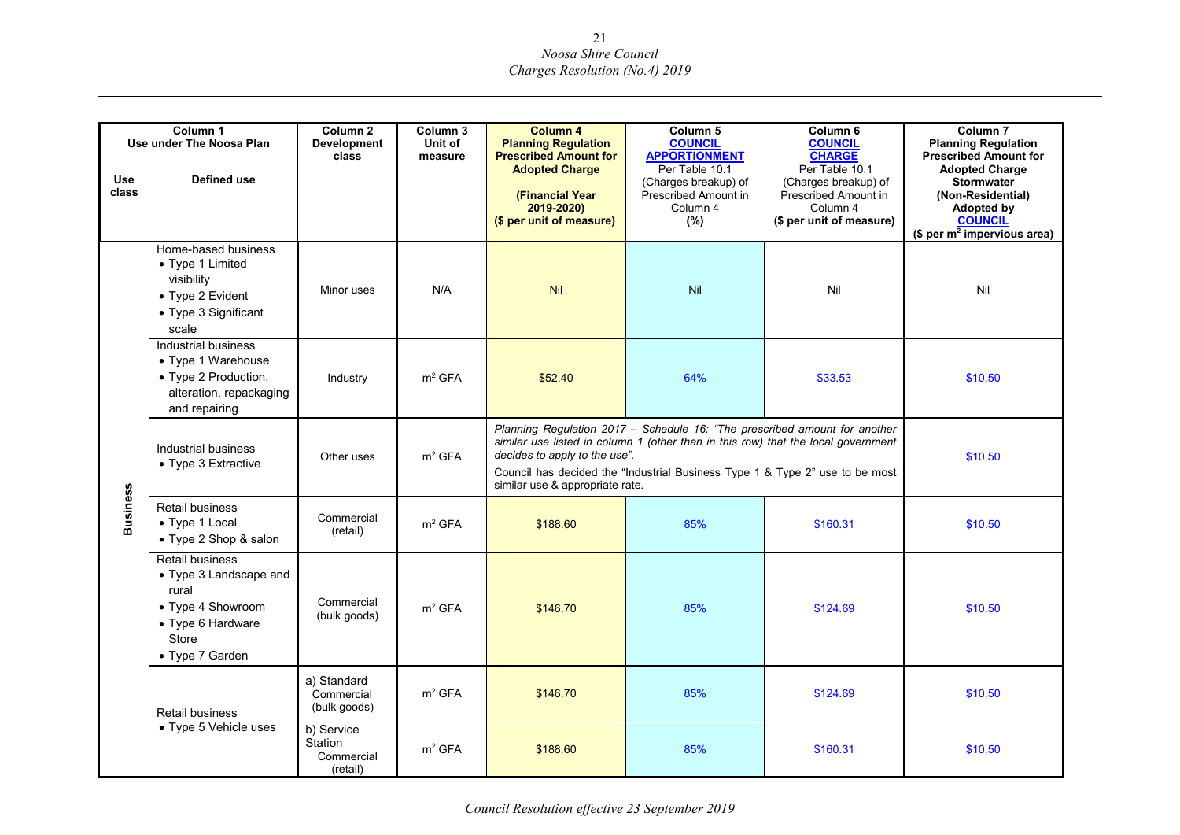| Column 1 Use under The Noosa Plan | | Column 2 Development class | Column 3 Unit of measure | Column 4 Planning Regulation Prescribed Amount for Adopted Charge (Financial Year 2019-2020) ($ per unit of measure) | Column 5 COUNCIL APPORTIONMENT Per Table 10.1 (Charges breakup) of Prescribed Amount in Column 4 (%) | Column 6 COUNCIL CHARGE Per Table 10.1 (Charges breakup) of Prescribed Amount in Column 4 ($ per unit of measure) | Column 7 Planning Regulation Prescribed Amount for Adopted Charge Stormwater (Non-Residential) Adopted by COUNCIL ($ per $m^2$ impervious area) |
|---|---|---|---|---|---|---|---|
| Use class | Defined use | | | | | | |
| Business | Home-based business<br>• Type 1 Limited visibility<br>• Type 2 Evident<br>• Type 3 Significant scale | Minor uses | N/A | Nil | Nil | Nil | Nil |
| | Industrial business<br>• Type 1 Warehouse<br>• Type 2 Production, alteration, repackaging and repairing | Industry | $m^2$ GFA | $52.40 | 64% | $33.53 | $10.50 |
| | Industrial business<br>• Type 3 Extractive | Other uses | $m^2$ GFA | *Planning Regulation 2017 – Schedule 16: "The prescribed amount for another similar use listed in column 1 (other than in this row) that the local government decides to apply to the use".*<br>Council has decided the "Industrial Business Type 1 & Type 2" use to be most similar use & appropriate rate. | | | $10.50 |
| | Retail business<br>• Type 1 Local<br>• Type 2 Shop & salon | Commercial (retail) | $m^2$ GFA | $188.60 | 85% | $160.31 | $10.50 |
| | Retail business<br>• Type 3 Landscape and rural<br>• Type 4 Showroom<br>• Type 6 Hardware Store<br>• Type 7 Garden | Commercial (bulk goods) | $m^2$ GFA | $146.70 | 85% | $124.69 | $10.50 |
| | Retail business<br>• Type 5 Vehicle uses | a) Standard Commercial (bulk goods) | $m^2$ GFA | $146.70 | 85% | $124.69 | $10.50 |
| | | b) Service Station Commercial (retail) | $m^2$ GFA | $188.60 | 85% | $160.31 | $10.50 |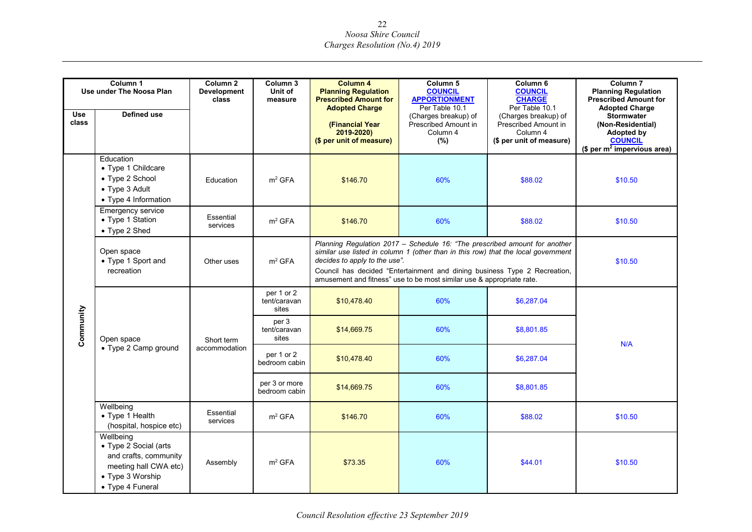| Column 1 Use under The Noosa Plan | | Column 2 Development class | Column 3 Unit of measure | Column 4 Planning Regulation Prescribed Amount for Adopted Charge (Financial Year 2019-2020) ($ per unit of measure) | Column 5 COUNCIL APPORTIONMENT Per Table 10.1 (Charges breakup) of Prescribed Amount in Column 4 (%) | Column 6 COUNCIL CHARGE Per Table 10.1 (Charges breakup) of Prescribed Amount in Column 4 ($ per unit of measure) | Column 7 Planning Regulation Prescribed Amount for Adopted Charge Stormwater (Non-Residential) Adopted by COUNCIL ($ per $m^2$ impervious area) |
|---|---|---|---|---|---|---|---|
| **Use class** | **Defined use** | | | | | | |
| Community | Education<br>• Type 1 Childcare<br>• Type 2 School<br>• Type 3 Adult<br>• Type 4 Information | Education | $m^2$ GFA | $146.70 | 60% | $88.02 | $10.50 |
| | Emergency service<br>• Type 1 Station<br>• Type 2 Shed | Essential services | $m^2$ GFA | $146.70 | 60% | $88.02 | $10.50 |
| | Open space<br>• Type 1 Sport and recreation | Other uses | $m^2$ GFA | *Planning Regulation 2017 – Schedule 16: "The prescribed amount for another similar use listed in column 1 (other than in this row) that the local government decides to apply to the use".*<br>Council has decided "Entertainment and dining business Type 2 Recreation, amusement and fitness" use to be most similar use & appropriate rate. | | | $10.50 |
| | Open space<br>• Type 2 Camp ground | Short term accommodation | per 1 or 2 tent/caravan sites | $10,478.40 | 60% | $6,287.04 | N/A |
| | | | per 3 tent/caravan sites | $14,669.75 | 60% | $8,801.85 | |
| | | | per 1 or 2 bedroom cabin | $10,478.40 | 60% | $6,287.04 | |
| | | | per 3 or more bedroom cabin | $14,669.75 | 60% | $8,801.85 | |
| | Wellbeing<br>• Type 1 Health (hospital, hospice etc) | Essential services | $m^2$ GFA | $146.70 | 60% | $88.02 | $10.50 |
| | Wellbeing<br>• Type 2 Social (arts and crafts, community meeting hall CWA etc)<br>• Type 3 Worship<br>• Type 4 Funeral | Assembly | $m^2$ GFA | $73.35 | 60% | $44.01 | $10.50 |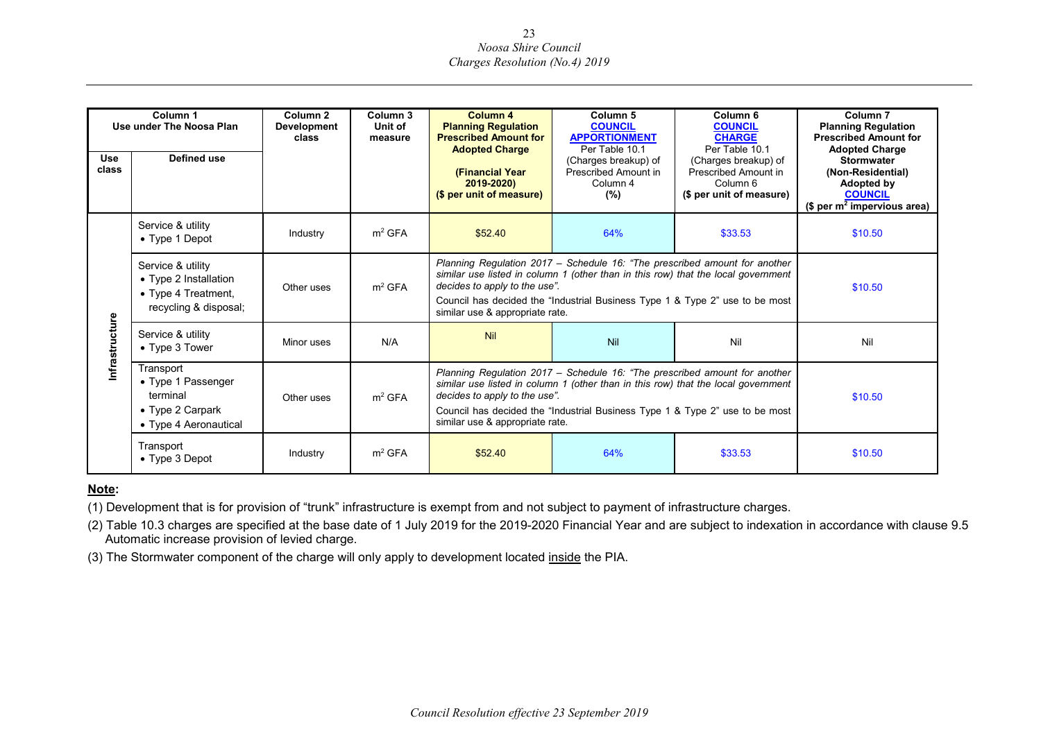| Column 1 Use under The Noosa Plan | | Column 2 Development class | Column 3 Unit of measure | Column 4 Planning Regulation Prescribed Amount for Adopted Charge (Financial Year 2019-2020) ($ per unit of measure) | Column 5 COUNCIL APPORTIONMENT Per Table 10.1 (Charges breakup) of Prescribed Amount in Column 4 (%) | Column 6 COUNCIL CHARGE Per Table 10.1 (Charges breakup) of Prescribed Amount in Column 6 ($ per unit of measure) | Column 7 Planning Regulation Prescribed Amount for Adopted Charge Stormwater (Non-Residential) Adopted by COUNCIL ($ per $m^2$ impervious area) |
|---|---|---|---|---|---|---|---|
| Use class | Defined use | | | | | | |
| Infrastructure | Service & utility<br>• Type 1 Depot | Industry | $m^2$ GFA | $52.40 | 64% | $33.53 | $10.50 |
| | Service & utility<br>• Type 2 Installation<br>• Type 4 Treatment, recycling & disposal; | Other uses | $m^2$ GFA | *Planning Regulation 2017 – Schedule 16: "The prescribed amount for another similar use listed in column 1 (other than in this row) that the local government decides to apply to the use".*<br>Council has decided the "Industrial Business Type 1 & Type 2" use to be most similar use & appropriate rate. | | | $10.50 |
| | Service & utility<br>• Type 3 Tower | Minor uses | N/A | Nil | Nil | Nil | Nil |
| | Transport<br>• Type 1 Passenger terminal<br>• Type 2 Carpark<br>• Type 4 Aeronautical | Other uses | $m^2$ GFA | *Planning Regulation 2017 – Schedule 16: "The prescribed amount for another similar use listed in column 1 (other than in this row) that the local government decides to apply to the use".*<br>Council has decided the "Industrial Business Type 1 & Type 2" use to be most similar use & appropriate rate. | | | $10.50 |
| | Transport<br>• Type 3 Depot | Industry | $m^2$ GFA | $52.40 | 64% | $33.53 | $10.50 |

**Note:**

(1) Development that is for provision of "trunk" infrastructure is exempt from and not subject to payment of infrastructure charges.

(2) Table 10.3 charges are specified at the base date of 1 July 2019 for the 2019-2020 Financial Year and are subject to indexation in accordance with clause 9.5 Automatic increase provision of levied charge.

(3) The Stormwater component of the charge will only apply to development located inside the PIA.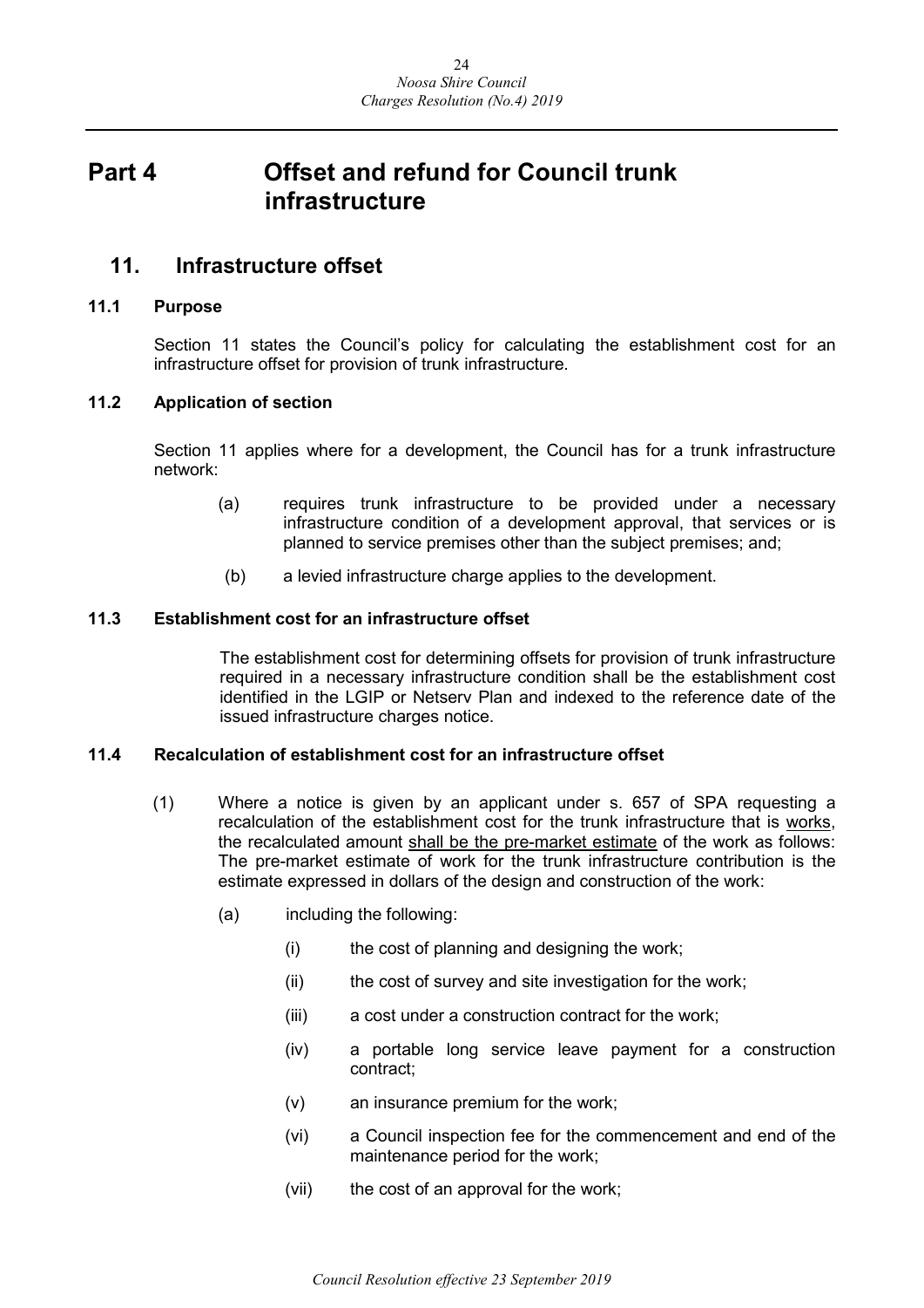# Part 4 Offset and refund for Council trunk infrastructure

## 11. Infrastructure offset

### 11.1 Purpose

Section 11 states the Council's policy for calculating the establishment cost for an infrastructure offset for provision of trunk infrastructure.

### 11.2 Application of section

Section 11 applies where for a development, the Council has for a trunk infrastructure network:

(a) requires trunk infrastructure to be provided under a necessary infrastructure condition of a development approval, that services or is planned to service premises other than the subject premises; and;

(b) a levied infrastructure charge applies to the development.

### 11.3 Establishment cost for an infrastructure offset

The establishment cost for determining offsets for provision of trunk infrastructure required in a necessary infrastructure condition shall be the establishment cost identified in the LGIP or Netserv Plan and indexed to the reference date of the issued infrastructure charges notice.

### 11.4 Recalculation of establishment cost for an infrastructure offset

(1) Where a notice is given by an applicant under s. 657 of SPA requesting a recalculation of the establishment cost for the trunk infrastructure that is works, the recalculated amount shall be the pre-market estimate of the work as follows: The pre-market estimate of work for the trunk infrastructure contribution is the estimate expressed in dollars of the design and construction of the work:

(a) including the following:

(i) the cost of planning and designing the work;

(ii) the cost of survey and site investigation for the work;

(iii) a cost under a construction contract for the work;

(iv) a portable long service leave payment for a construction contract;

(v) an insurance premium for the work;

(vi) a Council inspection fee for the commencement and end of the maintenance period for the work;

(vii) the cost of an approval for the work;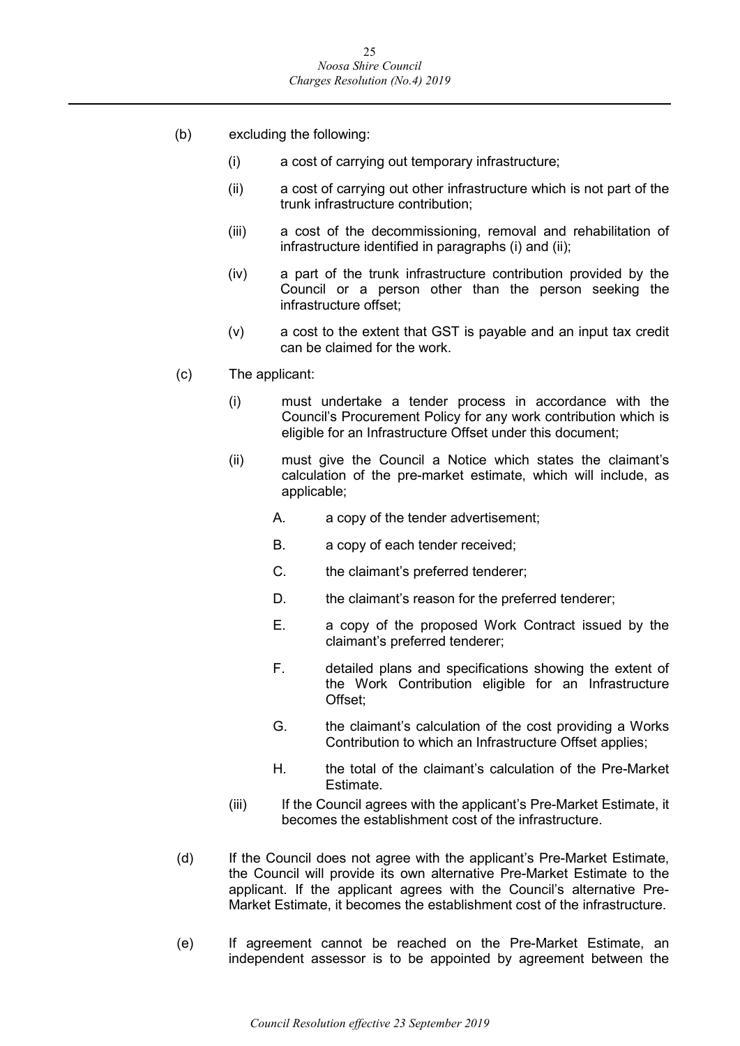(b) excluding the following:

  (i) a cost of carrying out temporary infrastructure;

  (ii) a cost of carrying out other infrastructure which is not part of the trunk infrastructure contribution;

  (iii) a cost of the decommissioning, removal and rehabilitation of infrastructure identified in paragraphs (i) and (ii);

  (iv) a part of the trunk infrastructure contribution provided by the Council or a person other than the person seeking the infrastructure offset;

  (v) a cost to the extent that GST is payable and an input tax credit can be claimed for the work.

(c) The applicant:

  (i) must undertake a tender process in accordance with the Council's Procurement Policy for any work contribution which is eligible for an Infrastructure Offset under this document;

  (ii) must give the Council a Notice which states the claimant's calculation of the pre-market estimate, which will include, as applicable;

    A. a copy of the tender advertisement;

    B. a copy of each tender received;

    C. the claimant's preferred tenderer;

    D. the claimant's reason for the preferred tenderer;

    E. a copy of the proposed Work Contract issued by the claimant's preferred tenderer;

    F. detailed plans and specifications showing the extent of the Work Contribution eligible for an Infrastructure Offset;

    G. the claimant's calculation of the cost providing a Works Contribution to which an Infrastructure Offset applies;

    H. the total of the claimant's calculation of the Pre-Market Estimate.

  (iii) If the Council agrees with the applicant's Pre-Market Estimate, it becomes the establishment cost of the infrastructure.

(d) If the Council does not agree with the applicant's Pre-Market Estimate, the Council will provide its own alternative Pre-Market Estimate to the applicant. If the applicant agrees with the Council's alternative Pre-Market Estimate, it becomes the establishment cost of the infrastructure.

(e) If agreement cannot be reached on the Pre-Market Estimate, an independent assessor is to be appointed by agreement between the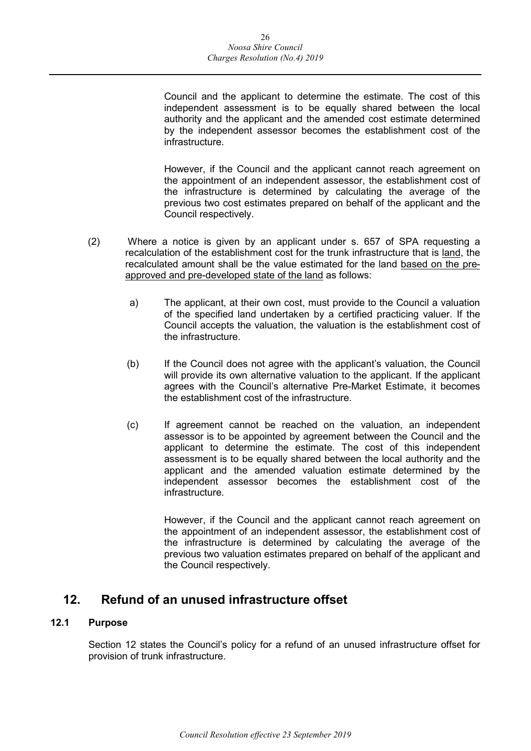Council and the applicant to determine the estimate. The cost of this independent assessment is to be equally shared between the local authority and the applicant and the amended cost estimate determined by the independent assessor becomes the establishment cost of the infrastructure.

However, if the Council and the applicant cannot reach agreement on the appointment of an independent assessor, the establishment cost of the infrastructure is determined by calculating the average of the previous two cost estimates prepared on behalf of the applicant and the Council respectively.

(2) Where a notice is given by an applicant under s. 657 of SPA requesting a recalculation of the establishment cost for the trunk infrastructure that is <u>land</u>, the recalculated amount shall be the value estimated for the land <u>based on the pre-approved and pre-developed state of the land</u> as follows:

a) The applicant, at their own cost, must provide to the Council a valuation of the specified land undertaken by a certified practicing valuer. If the Council accepts the valuation, the valuation is the establishment cost of the infrastructure.

(b) If the Council does not agree with the applicant's valuation, the Council will provide its own alternative valuation to the applicant. If the applicant agrees with the Council's alternative Pre-Market Estimate, it becomes the establishment cost of the infrastructure.

(c) If agreement cannot be reached on the valuation, an independent assessor is to be appointed by agreement between the Council and the applicant to determine the estimate. The cost of this independent assessment is to be equally shared between the local authority and the applicant and the amended valuation estimate determined by the independent assessor becomes the establishment cost of the infrastructure.

However, if the Council and the applicant cannot reach agreement on the appointment of an independent assessor, the establishment cost of the infrastructure is determined by calculating the average of the previous two valuation estimates prepared on behalf of the applicant and the Council respectively.

## 12. Refund of an unused infrastructure offset

### 12.1 Purpose

Section 12 states the Council's policy for a refund of an unused infrastructure offset for provision of trunk infrastructure.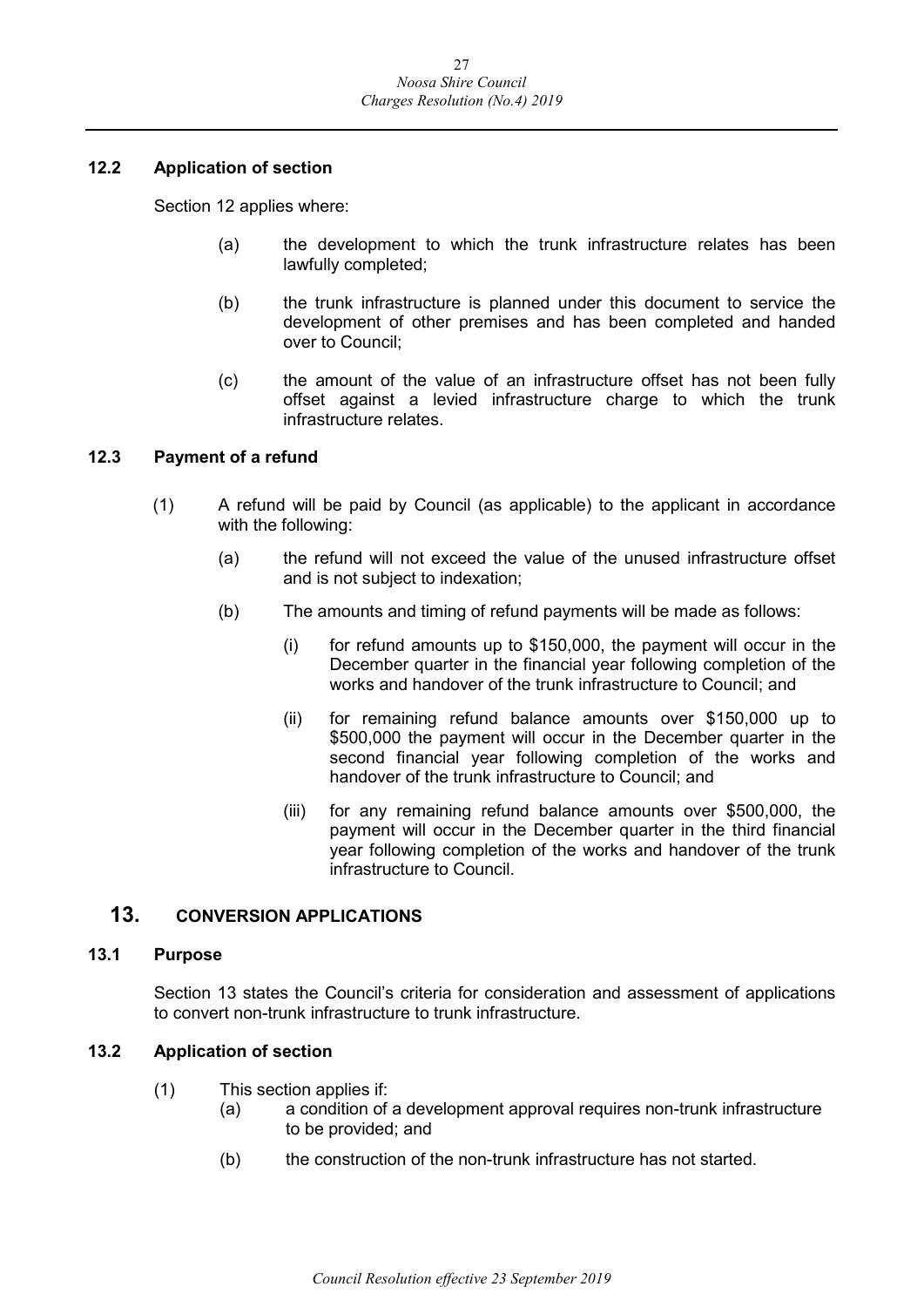### 12.2 Application of section

Section 12 applies where:

(a) the development to which the trunk infrastructure relates has been lawfully completed;

(b) the trunk infrastructure is planned under this document to service the development of other premises and has been completed and handed over to Council;

(c) the amount of the value of an infrastructure offset has not been fully offset against a levied infrastructure charge to which the trunk infrastructure relates.

### 12.3 Payment of a refund

(1) A refund will be paid by Council (as applicable) to the applicant in accordance with the following:

(a) the refund will not exceed the value of the unused infrastructure offset and is not subject to indexation;

(b) The amounts and timing of refund payments will be made as follows:

(i) for refund amounts up to $150,000, the payment will occur in the December quarter in the financial year following completion of the works and handover of the trunk infrastructure to Council; and

(ii) for remaining refund balance amounts over $150,000 up to $500,000 the payment will occur in the December quarter in the second financial year following completion of the works and handover of the trunk infrastructure to Council; and

(iii) for any remaining refund balance amounts over $500,000, the payment will occur in the December quarter in the third financial year following completion of the works and handover of the trunk infrastructure to Council.

## 13. CONVERSION APPLICATIONS

### 13.1 Purpose

Section 13 states the Council's criteria for consideration and assessment of applications to convert non-trunk infrastructure to trunk infrastructure.

### 13.2 Application of section

(1) This section applies if:

(a) a condition of a development approval requires non-trunk infrastructure to be provided; and

(b) the construction of the non-trunk infrastructure has not started.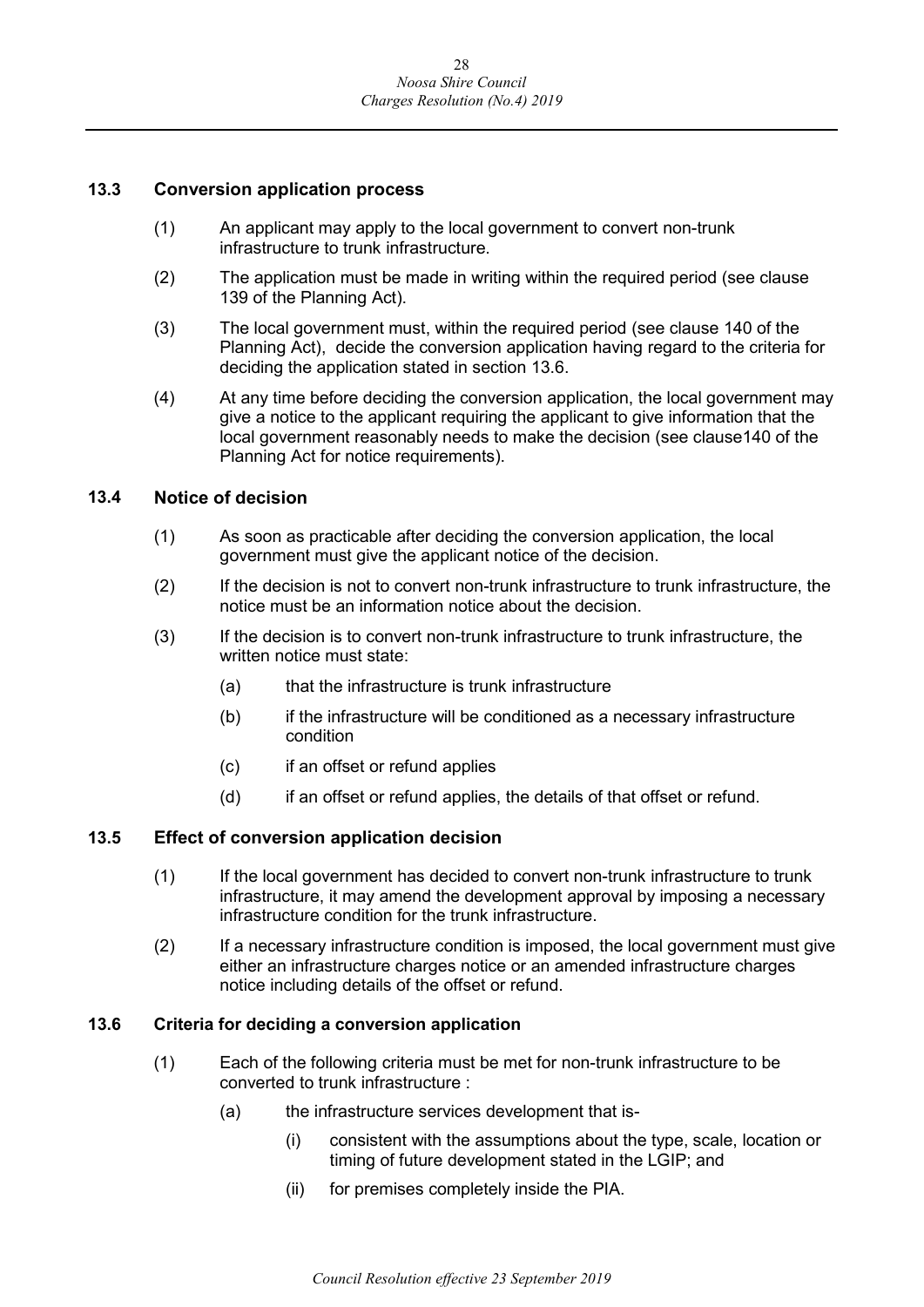### 13.3 Conversion application process

(1) An applicant may apply to the local government to convert non-trunk infrastructure to trunk infrastructure.

(2) The application must be made in writing within the required period (see clause 139 of the Planning Act).

(3) The local government must, within the required period (see clause 140 of the Planning Act), decide the conversion application having regard to the criteria for deciding the application stated in section 13.6.

(4) At any time before deciding the conversion application, the local government may give a notice to the applicant requiring the applicant to give information that the local government reasonably needs to make the decision (see clause140 of the Planning Act for notice requirements).

### 13.4 Notice of decision

(1) As soon as practicable after deciding the conversion application, the local government must give the applicant notice of the decision.

(2) If the decision is not to convert non-trunk infrastructure to trunk infrastructure, the notice must be an information notice about the decision.

(3) If the decision is to convert non-trunk infrastructure to trunk infrastructure, the written notice must state:

(a) that the infrastructure is trunk infrastructure

(b) if the infrastructure will be conditioned as a necessary infrastructure condition

(c) if an offset or refund applies

(d) if an offset or refund applies, the details of that offset or refund.

### 13.5 Effect of conversion application decision

(1) If the local government has decided to convert non-trunk infrastructure to trunk infrastructure, it may amend the development approval by imposing a necessary infrastructure condition for the trunk infrastructure.

(2) If a necessary infrastructure condition is imposed, the local government must give either an infrastructure charges notice or an amended infrastructure charges notice including details of the offset or refund.

### 13.6 Criteria for deciding a conversion application

(1) Each of the following criteria must be met for non-trunk infrastructure to be converted to trunk infrastructure :

(a) the infrastructure services development that is-

(i) consistent with the assumptions about the type, scale, location or timing of future development stated in the LGIP; and

(ii) for premises completely inside the PIA.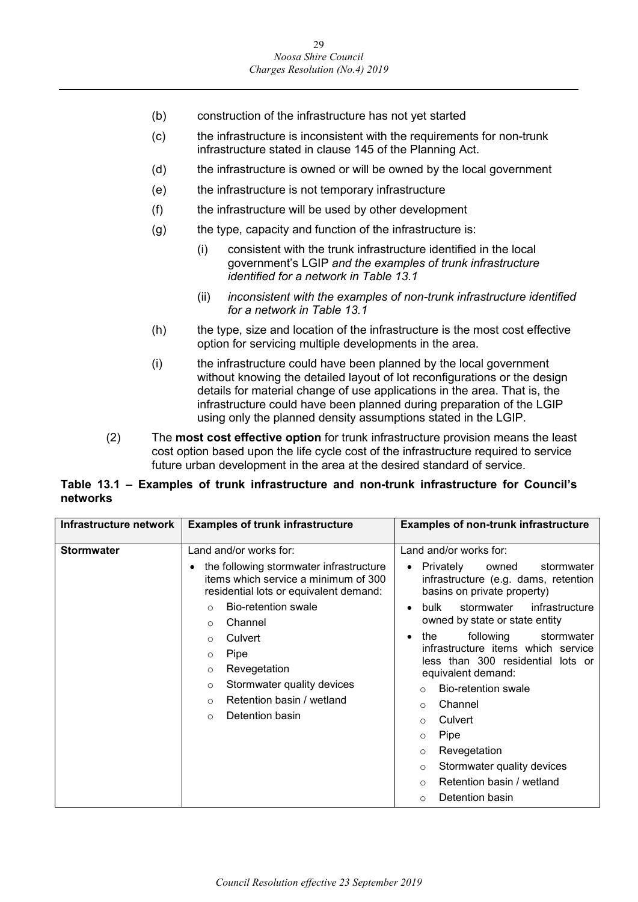(b) construction of the infrastructure has not yet started

(c) the infrastructure is inconsistent with the requirements for non-trunk infrastructure stated in clause 145 of the Planning Act.

(d) the infrastructure is owned or will be owned by the local government

(e) the infrastructure is not temporary infrastructure

(f) the infrastructure will be used by other development

(g) the type, capacity and function of the infrastructure is:

   (i) consistent with the trunk infrastructure identified in the local government's LGIP *and the examples of trunk infrastructure identified for a network in Table 13.1*

   (ii) *inconsistent with the examples of non-trunk infrastructure identified for a network in Table 13.1*

(h) the type, size and location of the infrastructure is the most cost effective option for servicing multiple developments in the area.

(i) the infrastructure could have been planned by the local government without knowing the detailed layout of lot reconfigurations or the design details for material change of use applications in the area. That is, the infrastructure could have been planned during preparation of the LGIP using only the planned density assumptions stated in the LGIP.

(2) The **most cost effective option** for trunk infrastructure provision means the least cost option based upon the life cycle cost of the infrastructure required to service future urban development in the area at the desired standard of service.

**Table 13.1 – Examples of trunk infrastructure and non-trunk infrastructure for Council's networks**

| Infrastructure network | Examples of trunk infrastructure | Examples of non-trunk infrastructure |
|---|---|---|
| **Stormwater** | Land and/or works for:<br>• the following stormwater infrastructure items which service a minimum of 300 residential lots or equivalent demand:<br>  ○ Bio-retention swale<br>  ○ Channel<br>  ○ Culvert<br>  ○ Pipe<br>  ○ Revegetation<br>  ○ Stormwater quality devices<br>  ○ Retention basin / wetland<br>  ○ Detention basin | Land and/or works for:<br>• Privately owned stormwater infrastructure (e.g. dams, retention basins on private property)<br>• bulk stormwater infrastructure owned by state or state entity<br>• the following stormwater infrastructure items which service less than 300 residential lots or equivalent demand:<br>  ○ Bio-retention swale<br>  ○ Channel<br>  ○ Culvert<br>  ○ Pipe<br>  ○ Revegetation<br>  ○ Stormwater quality devices<br>  ○ Retention basin / wetland<br>  ○ Detention basin |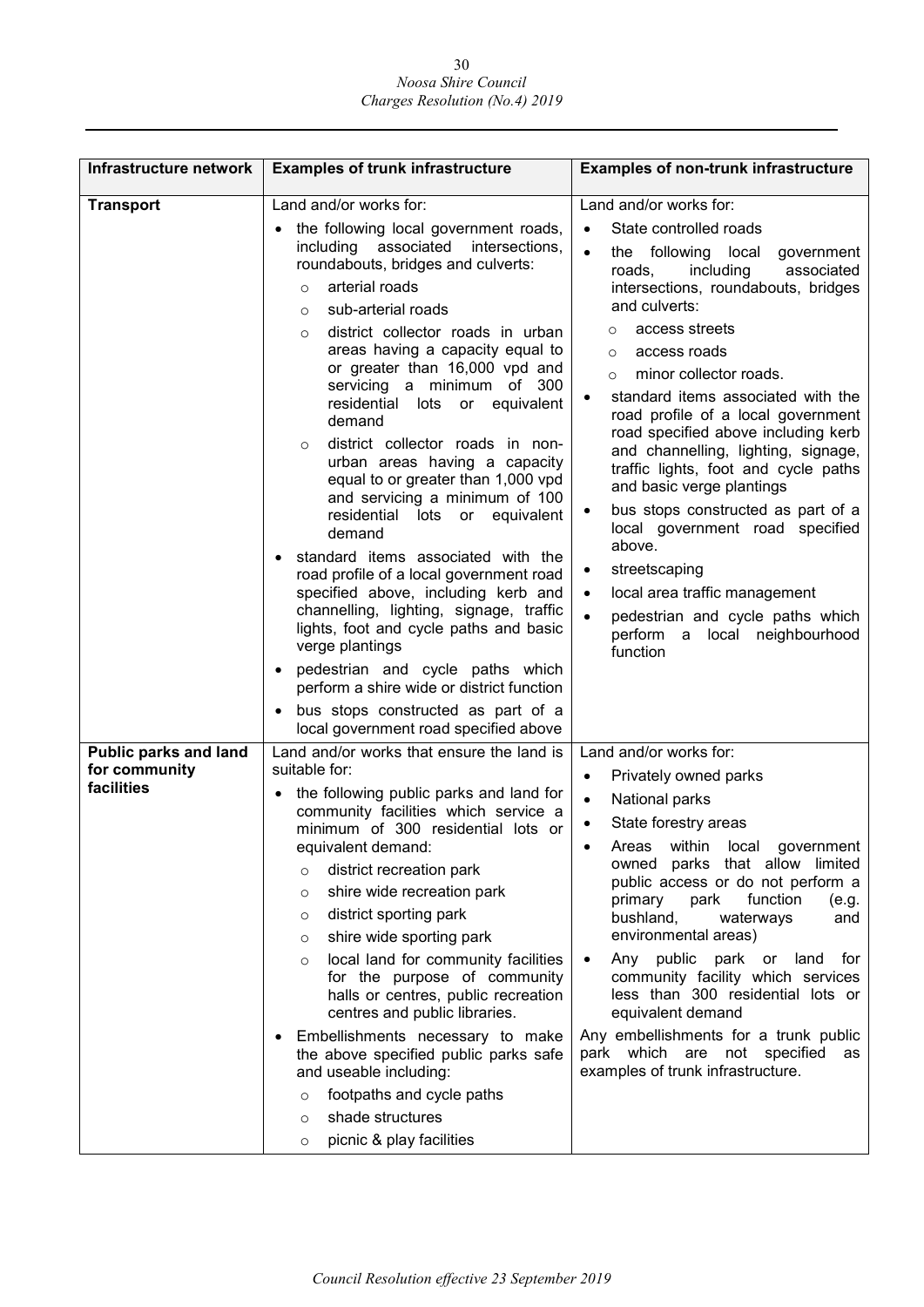| Infrastructure network | Examples of trunk infrastructure | Examples of non-trunk infrastructure |
|---|---|---|
| **Transport** | Land and/or works for:<br>• the following local government roads, including associated intersections, roundabouts, bridges and culverts:<br>  ○ arterial roads<br>  ○ sub-arterial roads<br>  ○ district collector roads in urban areas having a capacity equal to or greater than 16,000 vpd and servicing a minimum of 300 residential lots or equivalent demand<br>  ○ district collector roads in non-urban areas having a capacity equal to or greater than 1,000 vpd and servicing a minimum of 100 residential lots or equivalent demand<br>• standard items associated with the road profile of a local government road specified above, including kerb and channelling, lighting, signage, traffic lights, foot and cycle paths and basic verge plantings<br>• pedestrian and cycle paths which perform a shire wide or district function<br>• bus stops constructed as part of a local government road specified above | Land and/or works for:<br>• State controlled roads<br>• the following local government roads, including associated intersections, roundabouts, bridges and culverts:<br>  ○ access streets<br>  ○ access roads<br>  ○ minor collector roads.<br>• standard items associated with the road profile of a local government road specified above including kerb and channelling, lighting, signage, traffic lights, foot and cycle paths and basic verge plantings<br>• bus stops constructed as part of a local government road specified above.<br>• streetscaping<br>• local area traffic management<br>• pedestrian and cycle paths which perform a local neighbourhood function |
| **Public parks and land for community facilities** | Land and/or works that ensure the land is suitable for:<br>• the following public parks and land for community facilities which service a minimum of 300 residential lots or equivalent demand:<br>  ○ district recreation park<br>  ○ shire wide recreation park<br>  ○ district sporting park<br>  ○ shire wide sporting park<br>  ○ local land for community facilities for the purpose of community halls or centres, public recreation centres and public libraries.<br>• Embellishments necessary to make the above specified public parks safe and useable including:<br>  ○ footpaths and cycle paths<br>  ○ shade structures<br>  ○ picnic & play facilities | Land and/or works for:<br>• Privately owned parks<br>• National parks<br>• State forestry areas<br>• Areas within local government owned parks that allow limited public access or do not perform a primary park function (e.g. bushland, waterways and environmental areas)<br>• Any public park or land for community facility which services less than 300 residential lots or equivalent demand<br>Any embellishments for a trunk public park which are not specified as examples of trunk infrastructure. |